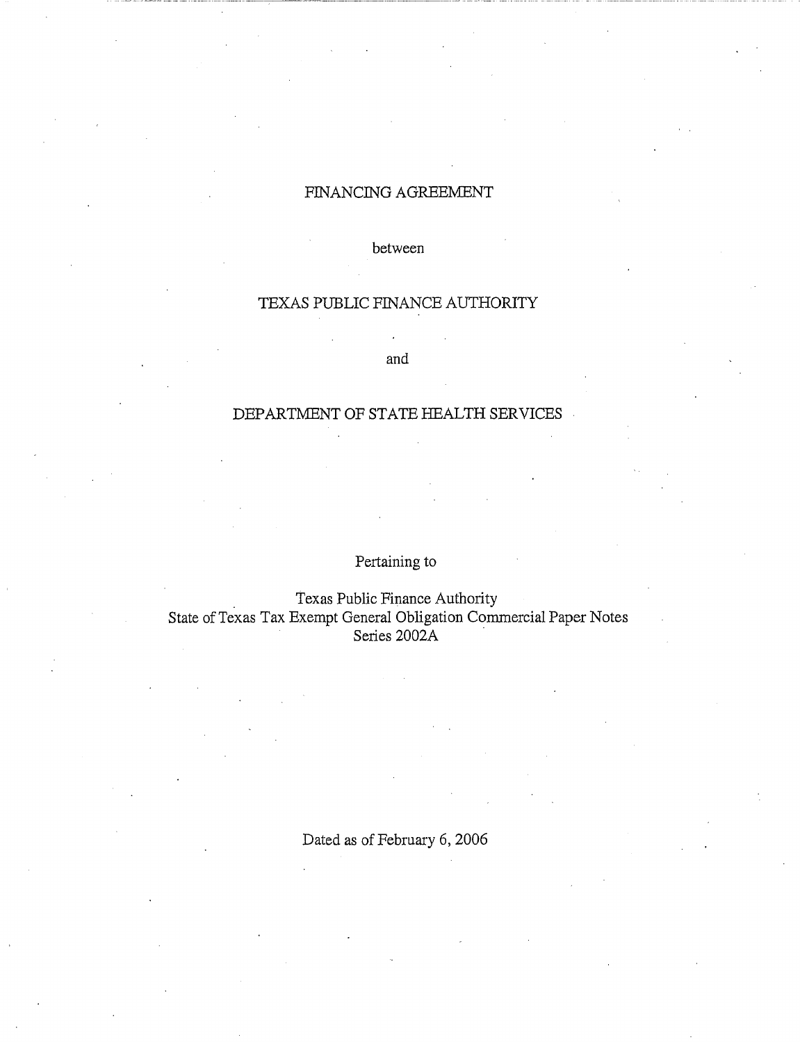# FINANCING AGREEMENT

between

## TEXAS PUBLIC FINANCE AUTHORITY

and

## DEPARTMENT OF STATE HEALTH SERVICES

Pertaining to

Texas Public Finance Authority
State of Texas Tax Exempt General Obligation Commercial Paper Notes
Series 2002A

Dated as of February 6, 2006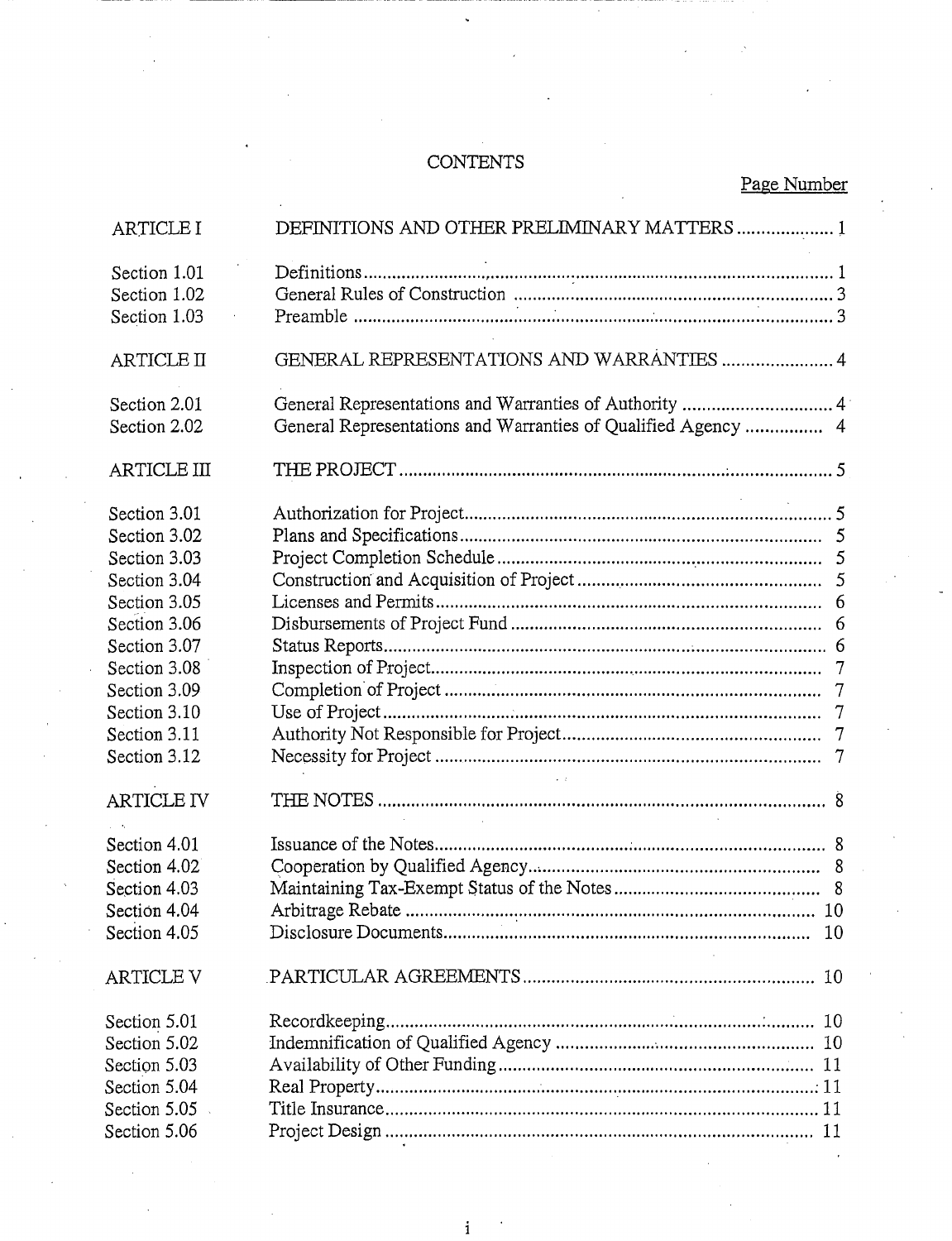# CONTENTS

| | | Page Number |
|---|---|---|
| ARTICLE I | DEFINITIONS AND OTHER PRELIMINARY MATTERS | 1 |
| Section 1.01 | Definitions | 1 |
| Section 1.02 | General Rules of Construction | 3 |
| Section 1.03 | Preamble | 3 |
| ARTICLE II | GENERAL REPRESENTATIONS AND WARRANTIES | 4 |
| Section 2.01 | General Representations and Warranties of Authority | 4 |
| Section 2.02 | General Representations and Warranties of Qualified Agency | 4 |
| ARTICLE III | THE PROJECT | 5 |
| Section 3.01 | Authorization for Project | 5 |
| Section 3.02 | Plans and Specifications | 5 |
| Section 3.03 | Project Completion Schedule | 5 |
| Section 3.04 | Construction and Acquisition of Project | 5 |
| Section 3.05 | Licenses and Permits | 6 |
| Section 3.06 | Disbursements of Project Fund | 6 |
| Section 3.07 | Status Reports | 6 |
| Section 3.08 | Inspection of Project | 7 |
| Section 3.09 | Completion of Project | 7 |
| Section 3.10 | Use of Project | 7 |
| Section 3.11 | Authority Not Responsible for Project | 7 |
| Section 3.12 | Necessity for Project | 7 |
| ARTICLE IV | THE NOTES | 8 |
| Section 4.01 | Issuance of the Notes | 8 |
| Section 4.02 | Cooperation by Qualified Agency | 8 |
| Section 4.03 | Maintaining Tax-Exempt Status of the Notes | 8 |
| Section 4.04 | Arbitrage Rebate | 10 |
| Section 4.05 | Disclosure Documents | 10 |
| ARTICLE V | PARTICULAR AGREEMENTS | 10 |
| Section 5.01 | Recordkeeping | 10 |
| Section 5.02 | Indemnification of Qualified Agency | 10 |
| Section 5.03 | Availability of Other Funding | 11 |
| Section 5.04 | Real Property | 11 |
| Section 5.05 | Title Insurance | 11 |
| Section 5.06 | Project Design | 11 |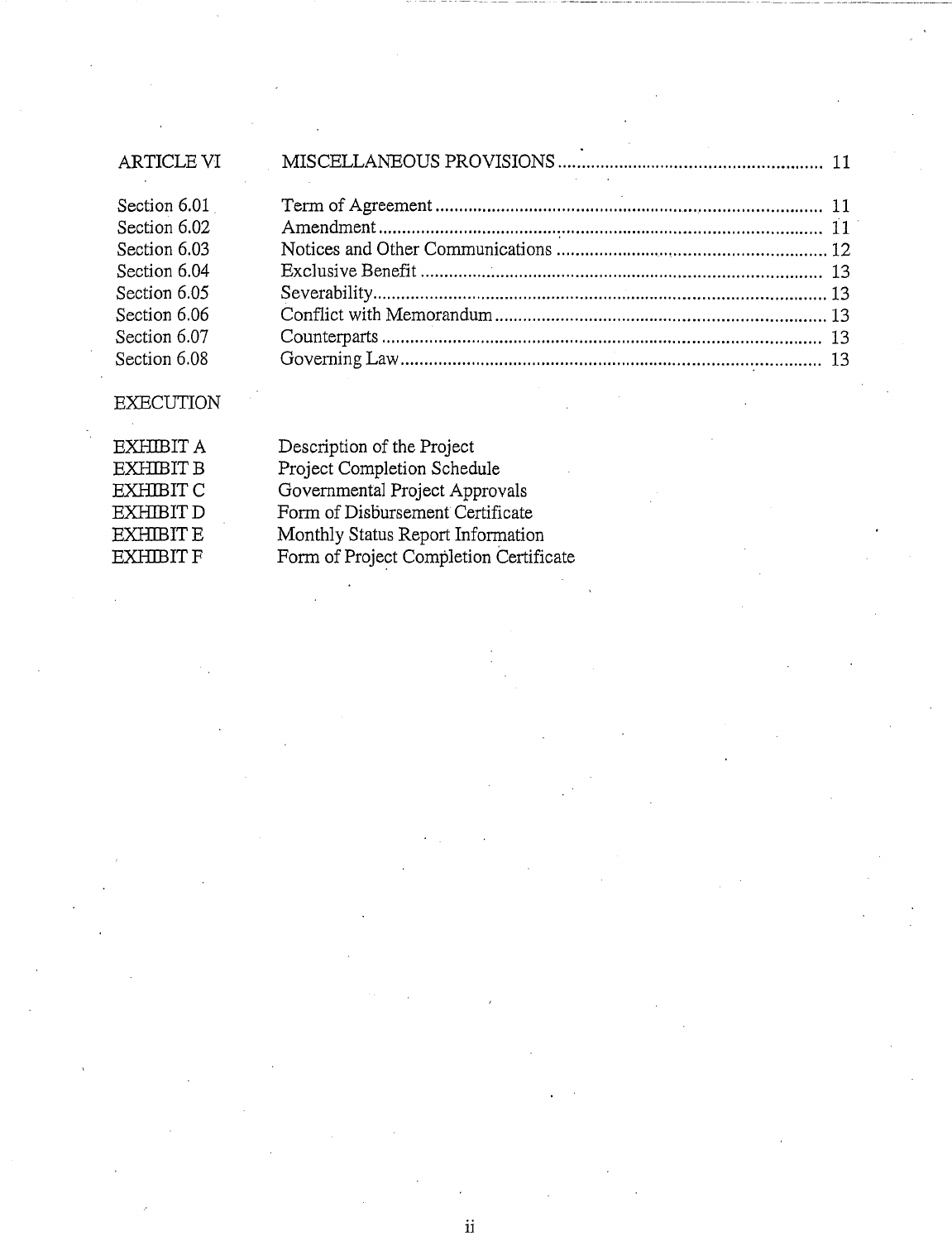| ARTICLE VI | MISCELLANEOUS PROVISIONS | 11 |
|---|---|---|
| Section 6.01 | Term of Agreement | 11 |
| Section 6.02 | Amendment | 11 |
| Section 6.03 | Notices and Other Communications | 12 |
| Section 6.04 | Exclusive Benefit | 13 |
| Section 6.05 | Severability | 13 |
| Section 6.06 | Conflict with Memorandum | 13 |
| Section 6.07 | Counterparts | 13 |
| Section 6.08 | Governing Law | 13 |

EXECUTION

| | |
|---|---|
| EXHIBIT A | Description of the Project |
| EXHIBIT B | Project Completion Schedule |
| EXHIBIT C | Governmental Project Approvals |
| EXHIBIT D | Form of Disbursement Certificate |
| EXHIBIT E | Monthly Status Report Information |
| EXHIBIT F | Form of Project Completion Certificate |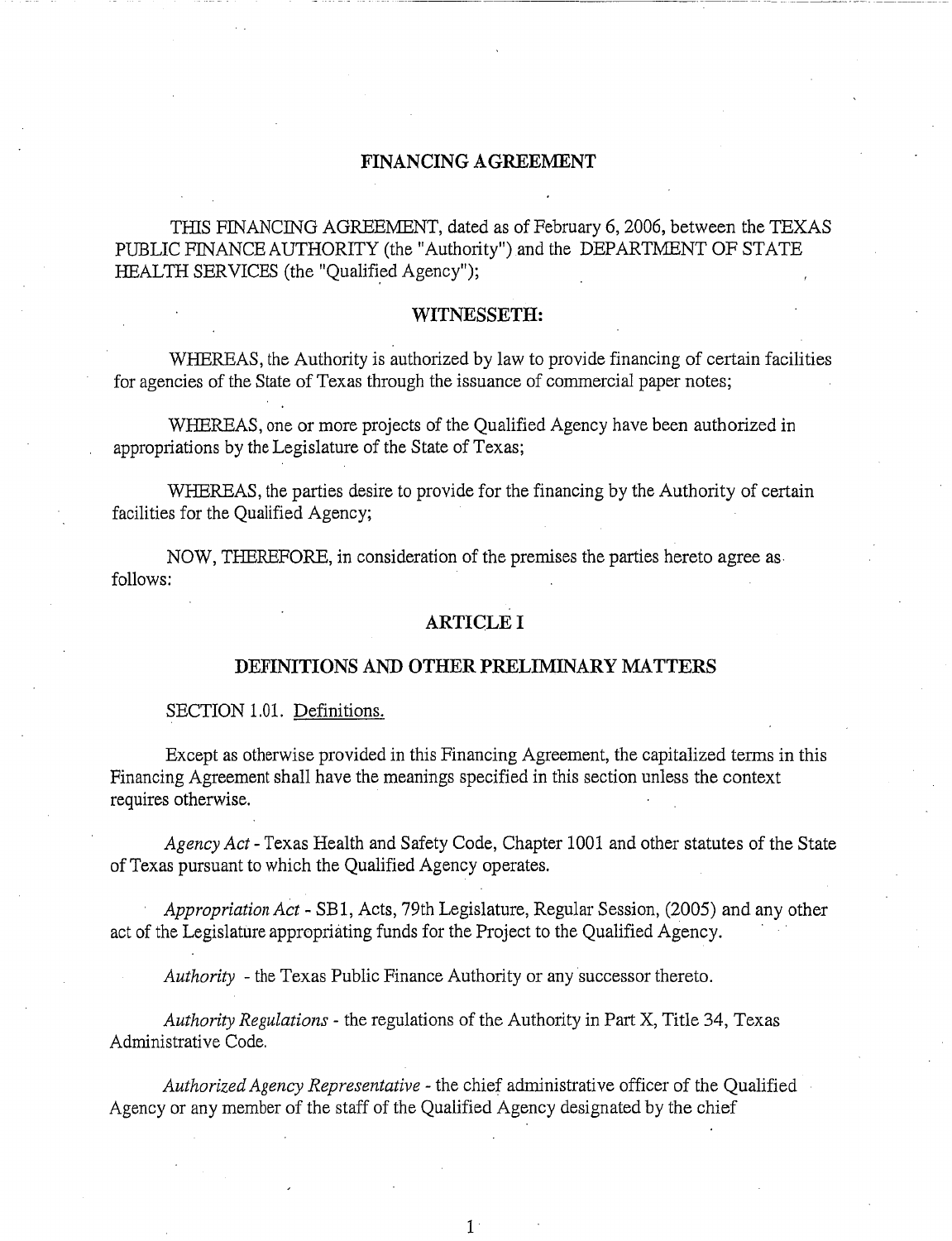# FINANCING AGREEMENT

THIS FINANCING AGREEMENT, dated as of February 6, 2006, between the TEXAS PUBLIC FINANCE AUTHORITY (the "Authority") and the DEPARTMENT OF STATE HEALTH SERVICES (the "Qualified Agency");

## WITNESSETH:

WHEREAS, the Authority is authorized by law to provide financing of certain facilities for agencies of the State of Texas through the issuance of commercial paper notes;

WHEREAS, one or more projects of the Qualified Agency have been authorized in appropriations by the Legislature of the State of Texas;

WHEREAS, the parties desire to provide for the financing by the Authority of certain facilities for the Qualified Agency;

NOW, THEREFORE, in consideration of the premises the parties hereto agree as follows:

## ARTICLE I

## DEFINITIONS AND OTHER PRELIMINARY MATTERS

SECTION 1.01. Definitions.

Except as otherwise provided in this Financing Agreement, the capitalized terms in this Financing Agreement shall have the meanings specified in this section unless the context requires otherwise.

*Agency Act* - Texas Health and Safety Code, Chapter 1001 and other statutes of the State of Texas pursuant to which the Qualified Agency operates.

*Appropriation Act* - SB1, Acts, 79th Legislature, Regular Session, (2005) and any other act of the Legislature appropriating funds for the Project to the Qualified Agency.

*Authority* - the Texas Public Finance Authority or any successor thereto.

*Authority Regulations* - the regulations of the Authority in Part X, Title 34, Texas Administrative Code.

*Authorized Agency Representative* - the chief administrative officer of the Qualified Agency or any member of the staff of the Qualified Agency designated by the chief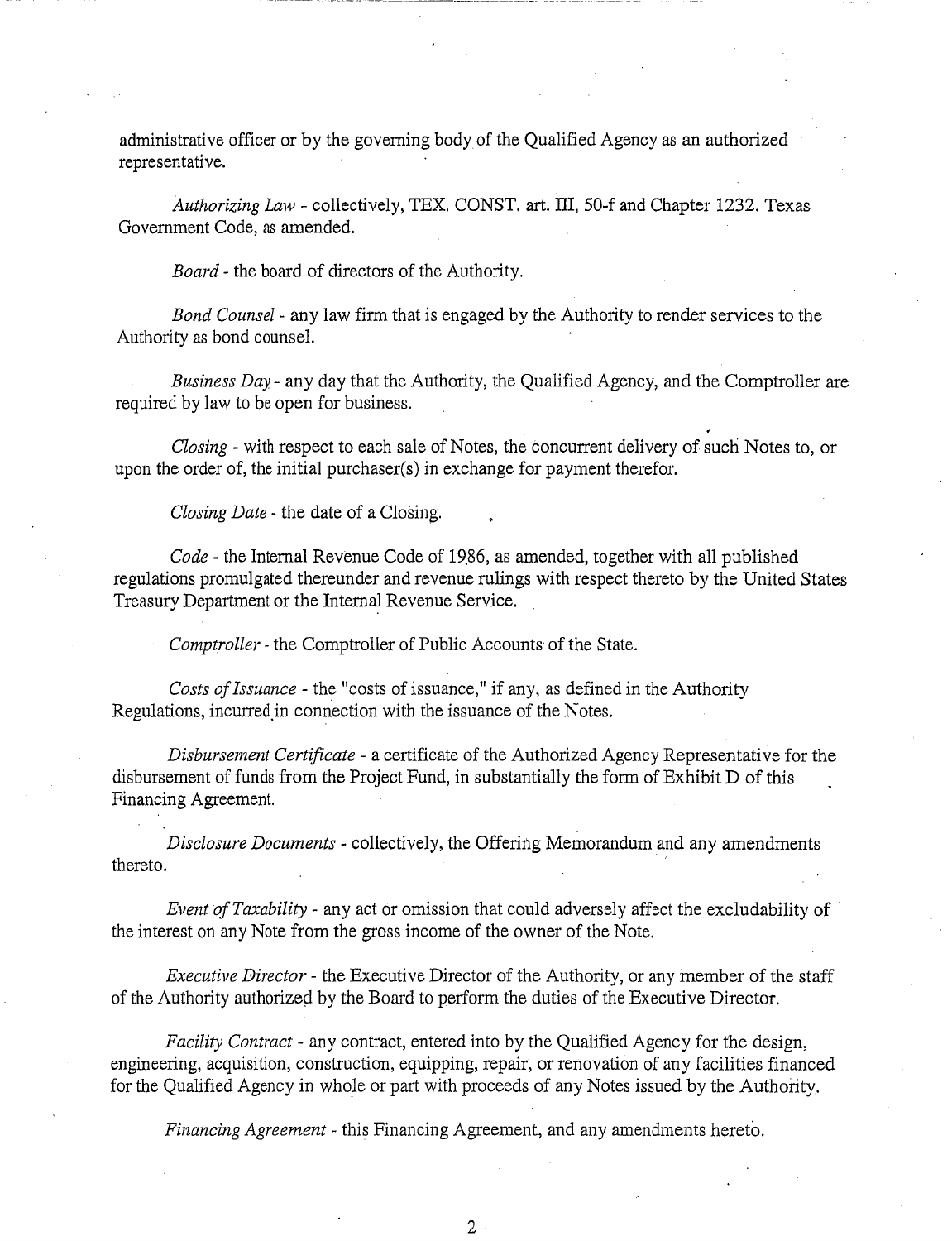administrative officer or by the governing body of the Qualified Agency as an authorized representative.

*Authorizing Law* - collectively, TEX. CONST. art. III, 50-f and Chapter 1232. Texas Government Code, as amended.

*Board* - the board of directors of the Authority.

*Bond Counsel* - any law firm that is engaged by the Authority to render services to the Authority as bond counsel.

*Business Day* - any day that the Authority, the Qualified Agency, and the Comptroller are required by law to be open for business.

*Closing* - with respect to each sale of Notes, the concurrent delivery of such Notes to, or upon the order of, the initial purchaser(s) in exchange for payment therefor.

*Closing Date* - the date of a Closing.

*Code* - the Internal Revenue Code of 1986, as amended, together with all published regulations promulgated thereunder and revenue rulings with respect thereto by the United States Treasury Department or the Internal Revenue Service.

*Comptroller* - the Comptroller of Public Accounts of the State.

*Costs of Issuance* - the "costs of issuance," if any, as defined in the Authority Regulations, incurred in connection with the issuance of the Notes.

*Disbursement Certificate* - a certificate of the Authorized Agency Representative for the disbursement of funds from the Project Fund, in substantially the form of Exhibit D of this Financing Agreement.

*Disclosure Documents* - collectively, the Offering Memorandum and any amendments thereto.

*Event of Taxability* - any act or omission that could adversely affect the excludability of the interest on any Note from the gross income of the owner of the Note.

*Executive Director* - the Executive Director of the Authority, or any member of the staff of the Authority authorized by the Board to perform the duties of the Executive Director.

*Facility Contract* - any contract, entered into by the Qualified Agency for the design, engineering, acquisition, construction, equipping, repair, or renovation of any facilities financed for the Qualified Agency in whole or part with proceeds of any Notes issued by the Authority.

*Financing Agreement* - this Financing Agreement, and any amendments hereto.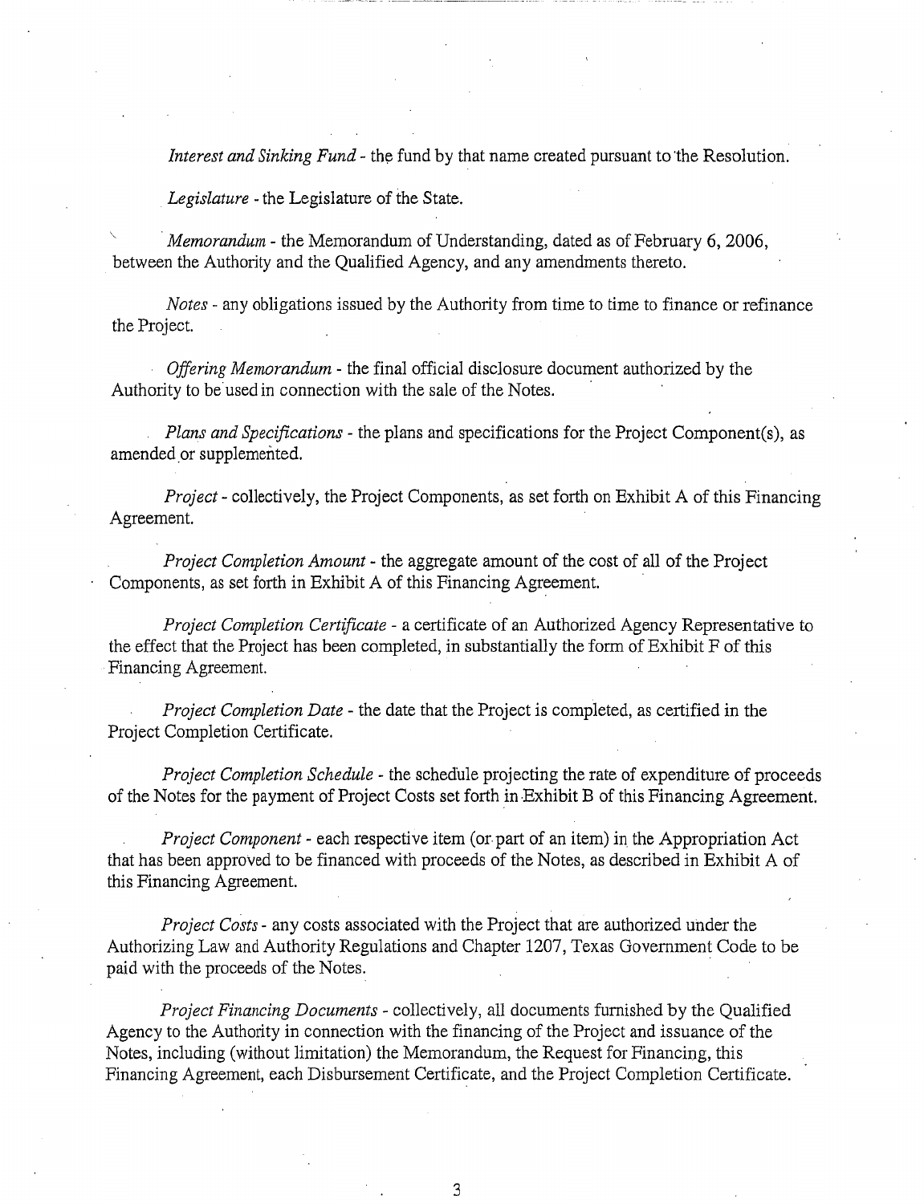*Interest and Sinking Fund* - the fund by that name created pursuant to the Resolution.

*Legislature* - the Legislature of the State.

*Memorandum* - the Memorandum of Understanding, dated as of February 6, 2006, between the Authority and the Qualified Agency, and any amendments thereto.

*Notes* - any obligations issued by the Authority from time to time to finance or refinance the Project.

*Offering Memorandum* - the final official disclosure document authorized by the Authority to be used in connection with the sale of the Notes.

*Plans and Specifications* - the plans and specifications for the Project Component(s), as amended or supplemented.

*Project* - collectively, the Project Components, as set forth on Exhibit A of this Financing Agreement.

*Project Completion Amount* - the aggregate amount of the cost of all of the Project Components, as set forth in Exhibit A of this Financing Agreement.

*Project Completion Certificate* - a certificate of an Authorized Agency Representative to the effect that the Project has been completed, in substantially the form of Exhibit F of this Financing Agreement.

*Project Completion Date* - the date that the Project is completed, as certified in the Project Completion Certificate.

*Project Completion Schedule* - the schedule projecting the rate of expenditure of proceeds of the Notes for the payment of Project Costs set forth in Exhibit B of this Financing Agreement.

*Project Component* - each respective item (or part of an item) in the Appropriation Act that has been approved to be financed with proceeds of the Notes, as described in Exhibit A of this Financing Agreement.

*Project Costs* - any costs associated with the Project that are authorized under the Authorizing Law and Authority Regulations and Chapter 1207, Texas Government Code to be paid with the proceeds of the Notes.

*Project Financing Documents* - collectively, all documents furnished by the Qualified Agency to the Authority in connection with the financing of the Project and issuance of the Notes, including (without limitation) the Memorandum, the Request for Financing, this Financing Agreement, each Disbursement Certificate, and the Project Completion Certificate.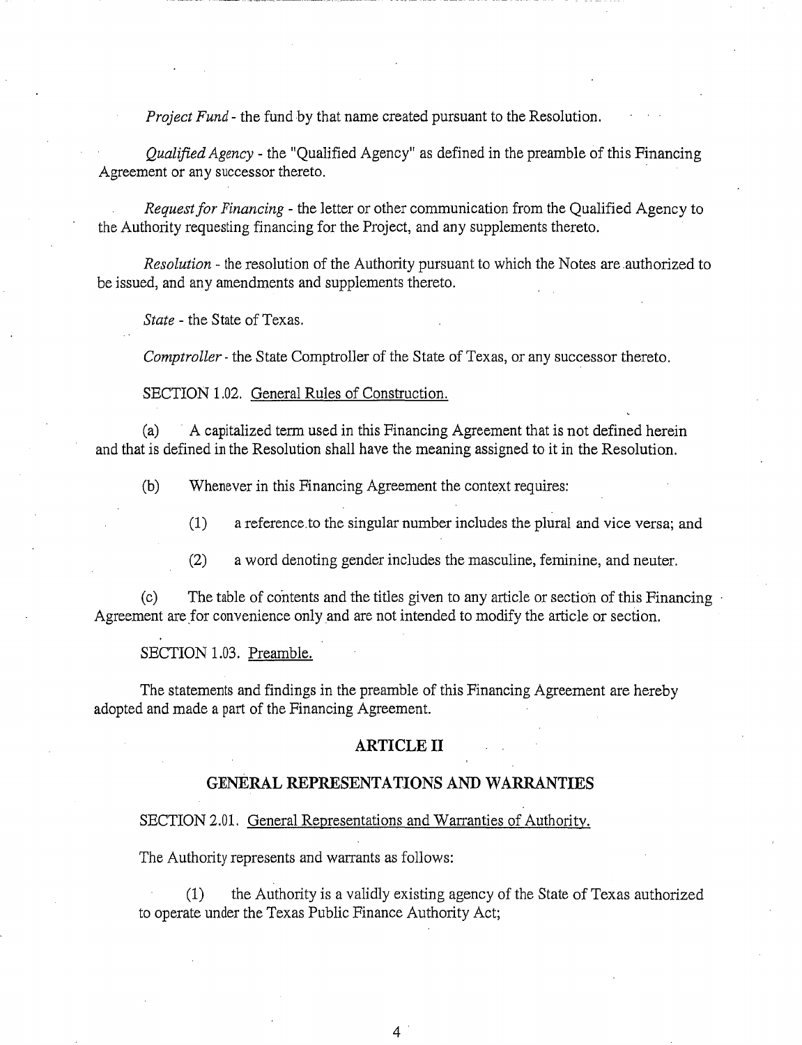*Project Fund* - the fund by that name created pursuant to the Resolution.

*Qualified Agency* - the "Qualified Agency" as defined in the preamble of this Financing Agreement or any successor thereto.

*Request for Financing* - the letter or other communication from the Qualified Agency to the Authority requesting financing for the Project, and any supplements thereto.

*Resolution* - the resolution of the Authority pursuant to which the Notes are authorized to be issued, and any amendments and supplements thereto.

*State* - the State of Texas.

*Comptroller* - the State Comptroller of the State of Texas, or any successor thereto.

SECTION 1.02. General Rules of Construction.

(a) A capitalized term used in this Financing Agreement that is not defined herein and that is defined in the Resolution shall have the meaning assigned to it in the Resolution.

(b) Whenever in this Financing Agreement the context requires:

(1) a reference to the singular number includes the plural and vice versa; and

(2) a word denoting gender includes the masculine, feminine, and neuter.

(c) The table of contents and the titles given to any article or section of this Financing Agreement are for convenience only and are not intended to modify the article or section.

SECTION 1.03. Preamble.

The statements and findings in the preamble of this Financing Agreement are hereby adopted and made a part of the Financing Agreement.

## ARTICLE II

## GENERAL REPRESENTATIONS AND WARRANTIES

SECTION 2.01. General Representations and Warranties of Authority.

The Authority represents and warrants as follows:

(1) the Authority is a validly existing agency of the State of Texas authorized to operate under the Texas Public Finance Authority Act;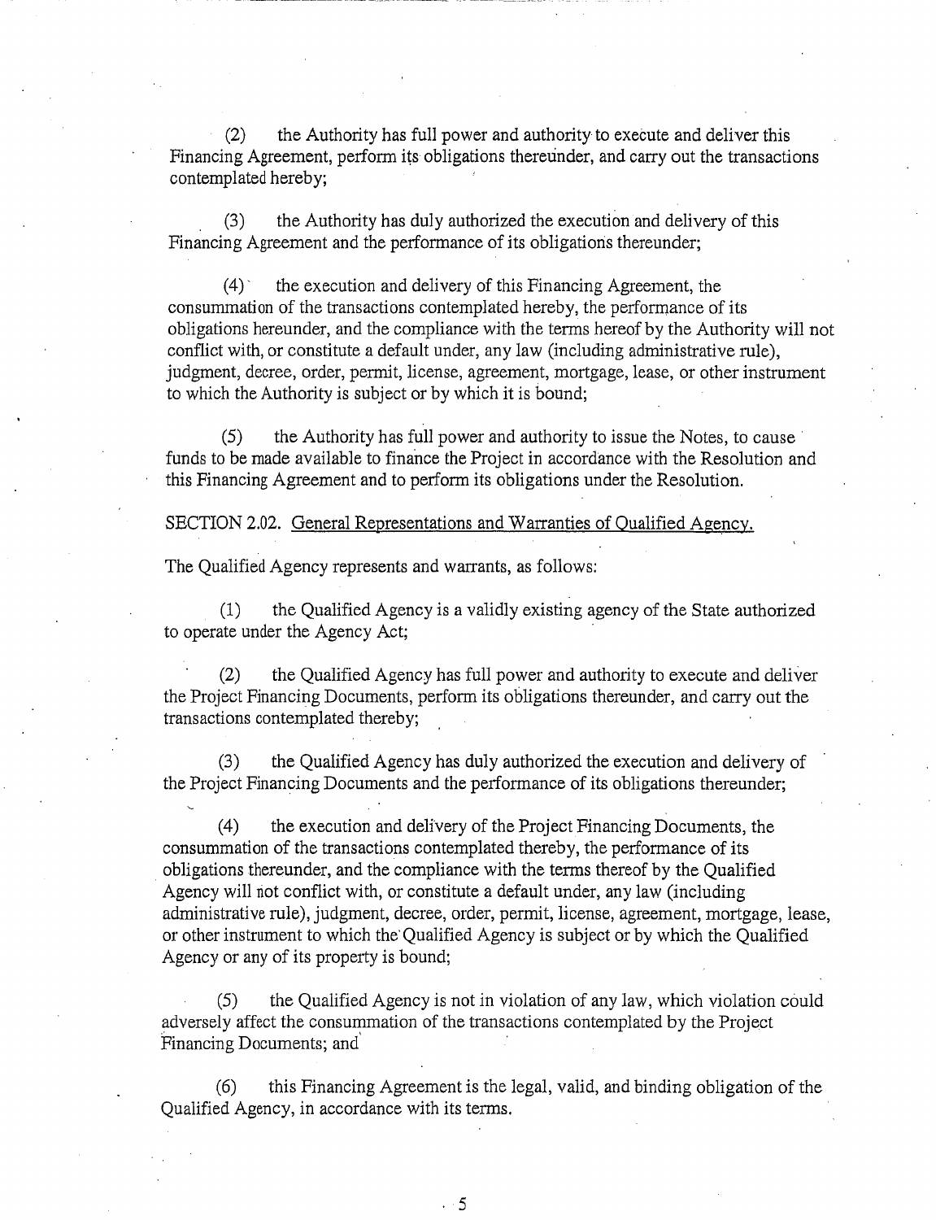(2) the Authority has full power and authority to execute and deliver this Financing Agreement, perform its obligations thereunder, and carry out the transactions contemplated hereby;

(3) the Authority has duly authorized the execution and delivery of this Financing Agreement and the performance of its obligations thereunder;

(4) the execution and delivery of this Financing Agreement, the consummation of the transactions contemplated hereby, the performance of its obligations hereunder, and the compliance with the terms hereof by the Authority will not conflict with, or constitute a default under, any law (including administrative rule), judgment, decree, order, permit, license, agreement, mortgage, lease, or other instrument to which the Authority is subject or by which it is bound;

(5) the Authority has full power and authority to issue the Notes, to cause funds to be made available to finance the Project in accordance with the Resolution and this Financing Agreement and to perform its obligations under the Resolution.

SECTION 2.02. General Representations and Warranties of Qualified Agency.

The Qualified Agency represents and warrants, as follows:

(1) the Qualified Agency is a validly existing agency of the State authorized to operate under the Agency Act;

(2) the Qualified Agency has full power and authority to execute and deliver the Project Financing Documents, perform its obligations thereunder, and carry out the transactions contemplated thereby;

(3) the Qualified Agency has duly authorized the execution and delivery of the Project Financing Documents and the performance of its obligations thereunder;

(4) the execution and delivery of the Project Financing Documents, the consummation of the transactions contemplated thereby, the performance of its obligations thereunder, and the compliance with the terms thereof by the Qualified Agency will not conflict with, or constitute a default under, any law (including administrative rule), judgment, decree, order, permit, license, agreement, mortgage, lease, or other instrument to which the Qualified Agency is subject or by which the Qualified Agency or any of its property is bound;

(5) the Qualified Agency is not in violation of any law, which violation could adversely affect the consummation of the transactions contemplated by the Project Financing Documents; and

(6) this Financing Agreement is the legal, valid, and binding obligation of the Qualified Agency, in accordance with its terms.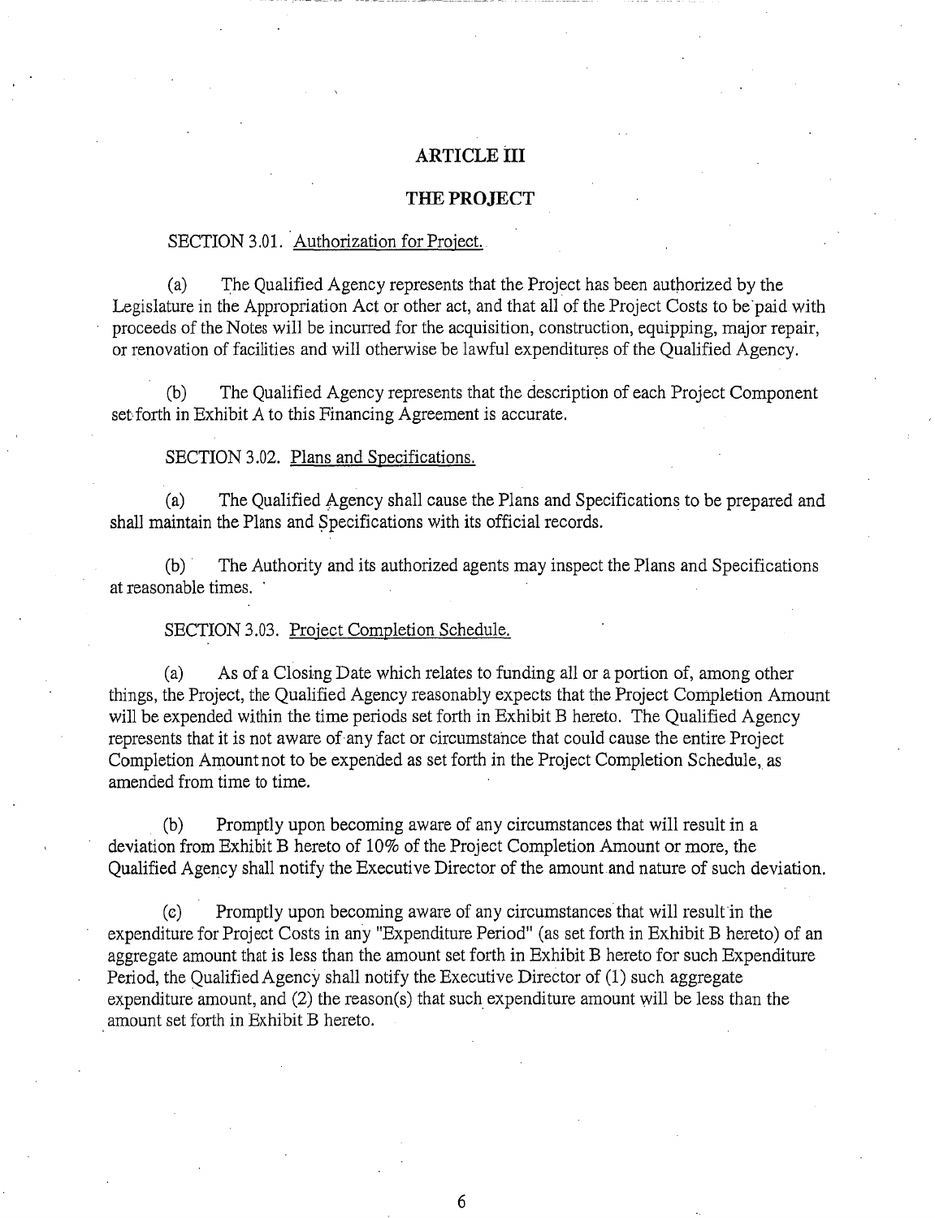## ARTICLE III

## THE PROJECT

SECTION 3.01. Authorization for Project.

(a) The Qualified Agency represents that the Project has been authorized by the Legislature in the Appropriation Act or other act, and that all of the Project Costs to be paid with proceeds of the Notes will be incurred for the acquisition, construction, equipping, major repair, or renovation of facilities and will otherwise be lawful expenditures of the Qualified Agency.

(b) The Qualified Agency represents that the description of each Project Component set forth in Exhibit A to this Financing Agreement is accurate.

SECTION 3.02. Plans and Specifications.

(a) The Qualified Agency shall cause the Plans and Specifications to be prepared and shall maintain the Plans and Specifications with its official records.

(b) The Authority and its authorized agents may inspect the Plans and Specifications at reasonable times.

SECTION 3.03. Project Completion Schedule.

(a) As of a Closing Date which relates to funding all or a portion of, among other things, the Project, the Qualified Agency reasonably expects that the Project Completion Amount will be expended within the time periods set forth in Exhibit B hereto. The Qualified Agency represents that it is not aware of any fact or circumstance that could cause the entire Project Completion Amount not to be expended as set forth in the Project Completion Schedule, as amended from time to time.

(b) Promptly upon becoming aware of any circumstances that will result in a deviation from Exhibit B hereto of 10% of the Project Completion Amount or more, the Qualified Agency shall notify the Executive Director of the amount and nature of such deviation.

(c) Promptly upon becoming aware of any circumstances that will result in the expenditure for Project Costs in any "Expenditure Period" (as set forth in Exhibit B hereto) of an aggregate amount that is less than the amount set forth in Exhibit B hereto for such Expenditure Period, the Qualified Agency shall notify the Executive Director of (1) such aggregate expenditure amount, and (2) the reason(s) that such expenditure amount will be less than the amount set forth in Exhibit B hereto.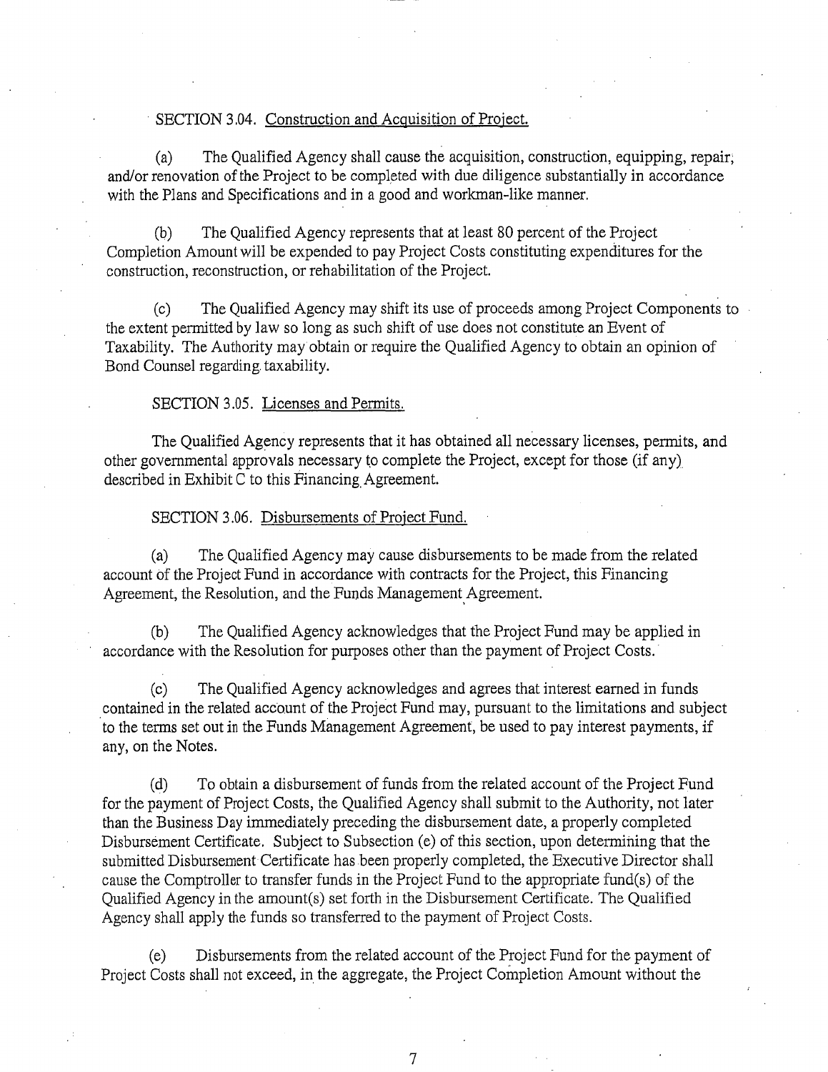SECTION 3.04. Construction and Acquisition of Project.

(a) The Qualified Agency shall cause the acquisition, construction, equipping, repair, and/or renovation of the Project to be completed with due diligence substantially in accordance with the Plans and Specifications and in a good and workman-like manner.

(b) The Qualified Agency represents that at least 80 percent of the Project Completion Amount will be expended to pay Project Costs constituting expenditures for the construction, reconstruction, or rehabilitation of the Project.

(c) The Qualified Agency may shift its use of proceeds among Project Components to the extent permitted by law so long as such shift of use does not constitute an Event of Taxability. The Authority may obtain or require the Qualified Agency to obtain an opinion of Bond Counsel regarding taxability.

SECTION 3.05. Licenses and Permits.

The Qualified Agency represents that it has obtained all necessary licenses, permits, and other governmental approvals necessary to complete the Project, except for those (if any) described in Exhibit C to this Financing Agreement.

SECTION 3.06. Disbursements of Project Fund.

(a) The Qualified Agency may cause disbursements to be made from the related account of the Project Fund in accordance with contracts for the Project, this Financing Agreement, the Resolution, and the Funds Management Agreement.

(b) The Qualified Agency acknowledges that the Project Fund may be applied in accordance with the Resolution for purposes other than the payment of Project Costs.

(c) The Qualified Agency acknowledges and agrees that interest earned in funds contained in the related account of the Project Fund may, pursuant to the limitations and subject to the terms set out in the Funds Management Agreement, be used to pay interest payments, if any, on the Notes.

(d) To obtain a disbursement of funds from the related account of the Project Fund for the payment of Project Costs, the Qualified Agency shall submit to the Authority, not later than the Business Day immediately preceding the disbursement date, a properly completed Disbursement Certificate. Subject to Subsection (e) of this section, upon determining that the submitted Disbursement Certificate has been properly completed, the Executive Director shall cause the Comptroller to transfer funds in the Project Fund to the appropriate fund(s) of the Qualified Agency in the amount(s) set forth in the Disbursement Certificate. The Qualified Agency shall apply the funds so transferred to the payment of Project Costs.

(e) Disbursements from the related account of the Project Fund for the payment of Project Costs shall not exceed, in the aggregate, the Project Completion Amount without the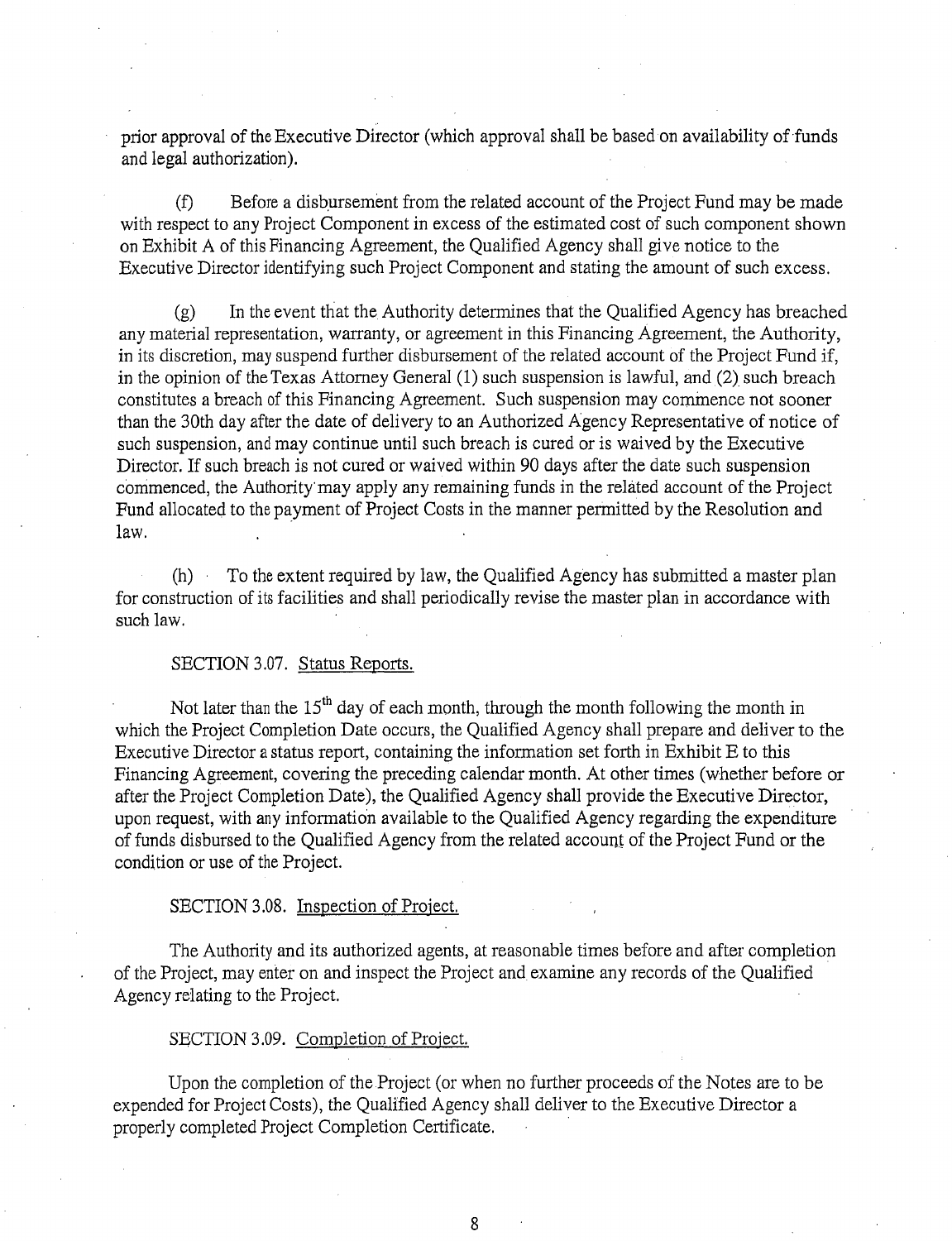prior approval of the Executive Director (which approval shall be based on availability of funds and legal authorization).

(f) Before a disbursement from the related account of the Project Fund may be made with respect to any Project Component in excess of the estimated cost of such component shown on Exhibit A of this Financing Agreement, the Qualified Agency shall give notice to the Executive Director identifying such Project Component and stating the amount of such excess.

(g) In the event that the Authority determines that the Qualified Agency has breached any material representation, warranty, or agreement in this Financing Agreement, the Authority, in its discretion, may suspend further disbursement of the related account of the Project Fund if, in the opinion of the Texas Attorney General (1) such suspension is lawful, and (2) such breach constitutes a breach of this Financing Agreement. Such suspension may commence not sooner than the 30th day after the date of delivery to an Authorized Agency Representative of notice of such suspension, and may continue until such breach is cured or is waived by the Executive Director. If such breach is not cured or waived within 90 days after the date such suspension commenced, the Authority may apply any remaining funds in the related account of the Project Fund allocated to the payment of Project Costs in the manner permitted by the Resolution and law.

(h) To the extent required by law, the Qualified Agency has submitted a master plan for construction of its facilities and shall periodically revise the master plan in accordance with such law.

SECTION 3.07. Status Reports.

Not later than the 15th day of each month, through the month following the month in which the Project Completion Date occurs, the Qualified Agency shall prepare and deliver to the Executive Director a status report, containing the information set forth in Exhibit E to this Financing Agreement, covering the preceding calendar month. At other times (whether before or after the Project Completion Date), the Qualified Agency shall provide the Executive Director, upon request, with any information available to the Qualified Agency regarding the expenditure of funds disbursed to the Qualified Agency from the related account of the Project Fund or the condition or use of the Project.

SECTION 3.08. Inspection of Project.

The Authority and its authorized agents, at reasonable times before and after completion of the Project, may enter on and inspect the Project and examine any records of the Qualified Agency relating to the Project.

SECTION 3.09. Completion of Project.

Upon the completion of the Project (or when no further proceeds of the Notes are to be expended for Project Costs), the Qualified Agency shall deliver to the Executive Director a properly completed Project Completion Certificate.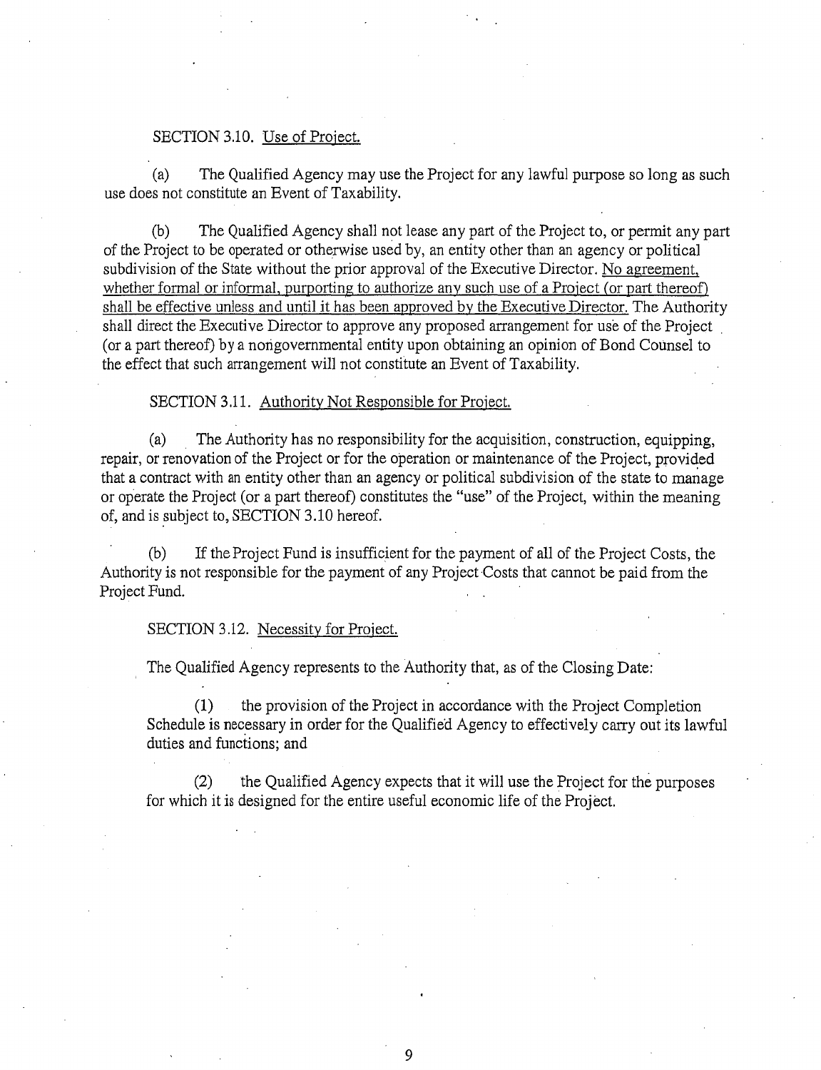SECTION 3.10. <u>Use of Project.</u>

(a) The Qualified Agency may use the Project for any lawful purpose so long as such use does not constitute an Event of Taxability.

(b) The Qualified Agency shall not lease any part of the Project to, or permit any part of the Project to be operated or otherwise used by, an entity other than an agency or political subdivision of the State without the prior approval of the Executive Director. <u>No agreement, whether formal or informal, purporting to authorize any such use of a Project (or part thereof) shall be effective unless and until it has been approved by the Executive Director.</u> The Authority shall direct the Executive Director to approve any proposed arrangement for use of the Project (or a part thereof) by a nongovernmental entity upon obtaining an opinion of Bond Counsel to the effect that such arrangement will not constitute an Event of Taxability.

SECTION 3.11. <u>Authority Not Responsible for Project.</u>

(a) The Authority has no responsibility for the acquisition, construction, equipping, repair, or renovation of the Project or for the operation or maintenance of the Project, provided that a contract with an entity other than an agency or political subdivision of the state to manage or operate the Project (or a part thereof) constitutes the "use" of the Project, within the meaning of, and is subject to, SECTION 3.10 hereof.

(b) If the Project Fund is insufficient for the payment of all of the Project Costs, the Authority is not responsible for the payment of any Project Costs that cannot be paid from the Project Fund.

SECTION 3.12. <u>Necessity for Project.</u>

The Qualified Agency represents to the Authority that, as of the Closing Date:

(1) the provision of the Project in accordance with the Project Completion Schedule is necessary in order for the Qualified Agency to effectively carry out its lawful duties and functions; and

(2) the Qualified Agency expects that it will use the Project for the purposes for which it is designed for the entire useful economic life of the Project.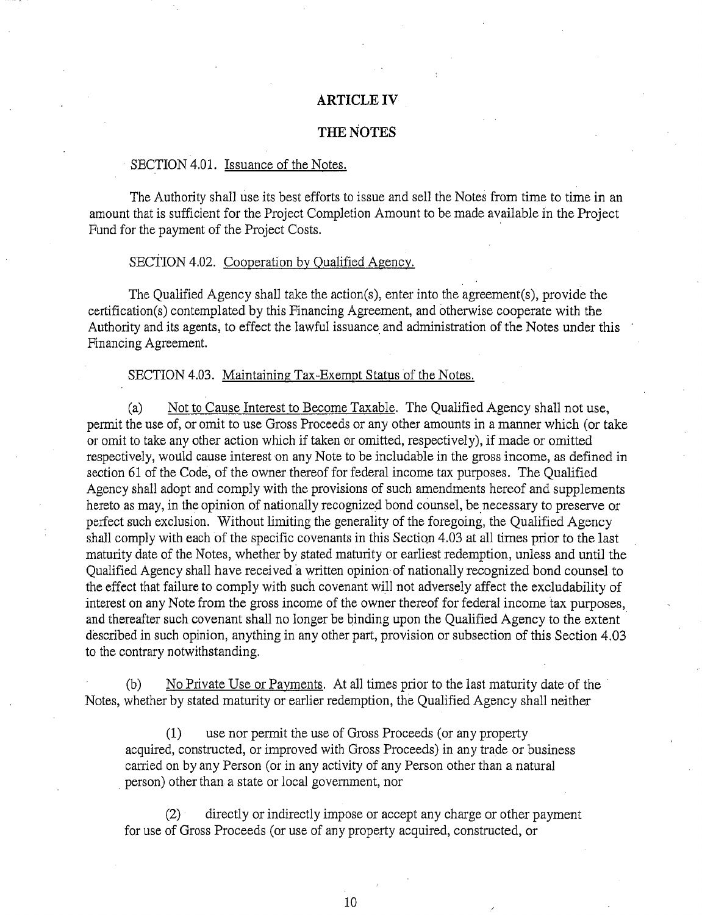## ARTICLE IV

## THE NOTES

SECTION 4.01. Issuance of the Notes.

The Authority shall use its best efforts to issue and sell the Notes from time to time in an amount that is sufficient for the Project Completion Amount to be made available in the Project Fund for the payment of the Project Costs.

SECTION 4.02. Cooperation by Qualified Agency.

The Qualified Agency shall take the action(s), enter into the agreement(s), provide the certification(s) contemplated by this Financing Agreement, and otherwise cooperate with the Authority and its agents, to effect the lawful issuance and administration of the Notes under this Financing Agreement.

SECTION 4.03. Maintaining Tax-Exempt Status of the Notes.

(a) Not to Cause Interest to Become Taxable. The Qualified Agency shall not use, permit the use of, or omit to use Gross Proceeds or any other amounts in a manner which (or take or omit to take any other action which if taken or omitted, respectively), if made or omitted respectively, would cause interest on any Note to be includable in the gross income, as defined in section 61 of the Code, of the owner thereof for federal income tax purposes. The Qualified Agency shall adopt and comply with the provisions of such amendments hereof and supplements hereto as may, in the opinion of nationally recognized bond counsel, be necessary to preserve or perfect such exclusion. Without limiting the generality of the foregoing, the Qualified Agency shall comply with each of the specific covenants in this Section 4.03 at all times prior to the last maturity date of the Notes, whether by stated maturity or earliest redemption, unless and until the Qualified Agency shall have received a written opinion of nationally recognized bond counsel to the effect that failure to comply with such covenant will not adversely affect the excludability of interest on any Note from the gross income of the owner thereof for federal income tax purposes, and thereafter such covenant shall no longer be binding upon the Qualified Agency to the extent described in such opinion, anything in any other part, provision or subsection of this Section 4.03 to the contrary notwithstanding.

(b) No Private Use or Payments. At all times prior to the last maturity date of the Notes, whether by stated maturity or earlier redemption, the Qualified Agency shall neither

(1) use nor permit the use of Gross Proceeds (or any property acquired, constructed, or improved with Gross Proceeds) in any trade or business carried on by any Person (or in any activity of any Person other than a natural person) other than a state or local government, nor

(2) directly or indirectly impose or accept any charge or other payment for use of Gross Proceeds (or use of any property acquired, constructed, or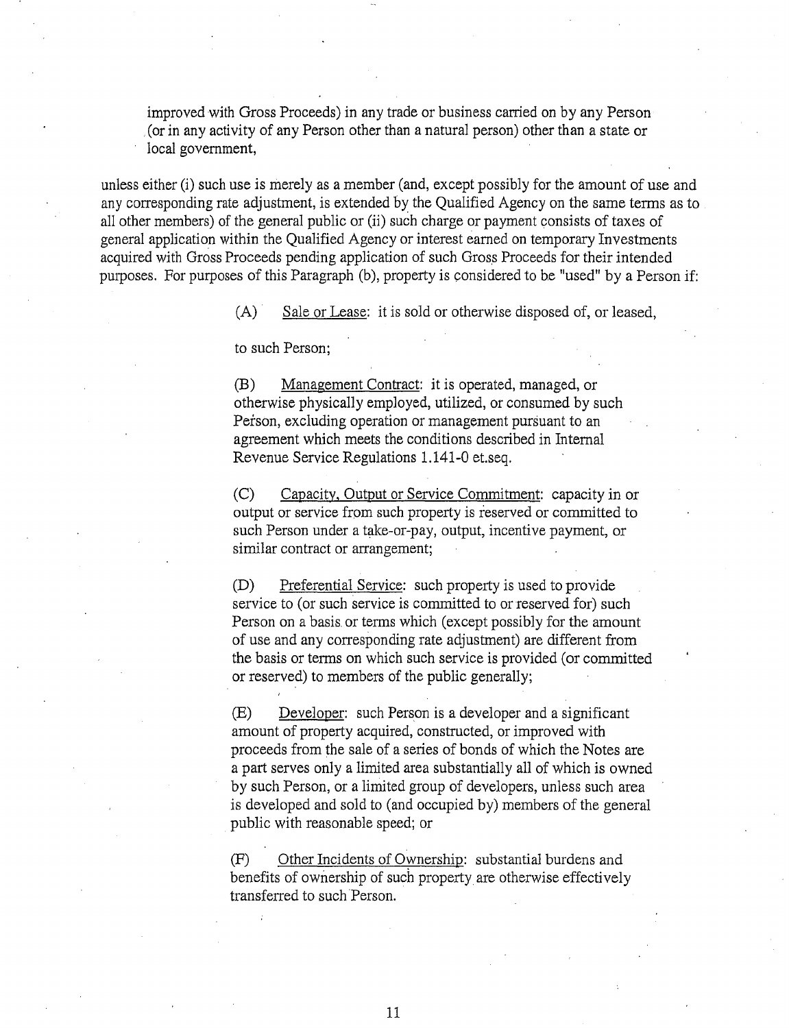improved with Gross Proceeds) in any trade or business carried on by any Person (or in any activity of any Person other than a natural person) other than a state or local government,

unless either (i) such use is merely as a member (and, except possibly for the amount of use and any corresponding rate adjustment, is extended by the Qualified Agency on the same terms as to all other members) of the general public or (ii) such charge or payment consists of taxes of general application within the Qualified Agency or interest earned on temporary Investments acquired with Gross Proceeds pending application of such Gross Proceeds for their intended purposes. For purposes of this Paragraph (b), property is considered to be "used" by a Person if:

(A) Sale or Lease: it is sold or otherwise disposed of, or leased,

to such Person;

(B) Management Contract: it is operated, managed, or otherwise physically employed, utilized, or consumed by such Person, excluding operation or management pursuant to an agreement which meets the conditions described in Internal Revenue Service Regulations 1.141-0 et.seq.

(C) Capacity, Output or Service Commitment: capacity in or output or service from such property is reserved or committed to such Person under a take-or-pay, output, incentive payment, or similar contract or arrangement;

(D) Preferential Service: such property is used to provide service to (or such service is committed to or reserved for) such Person on a basis or terms which (except possibly for the amount of use and any corresponding rate adjustment) are different from the basis or terms on which such service is provided (or committed or reserved) to members of the public generally;

(E) Developer: such Person is a developer and a significant amount of property acquired, constructed, or improved with proceeds from the sale of a series of bonds of which the Notes are a part serves only a limited area substantially all of which is owned by such Person, or a limited group of developers, unless such area is developed and sold to (and occupied by) members of the general public with reasonable speed; or

(F) Other Incidents of Ownership: substantial burdens and benefits of ownership of such property are otherwise effectively transferred to such Person.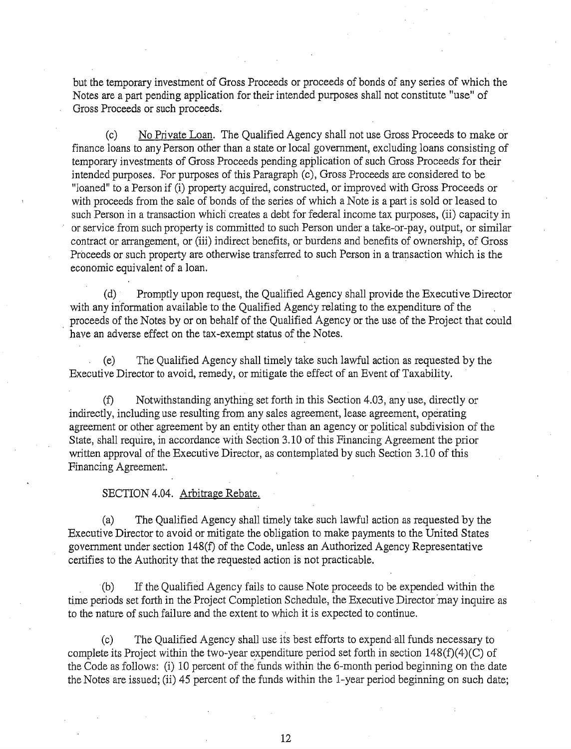but the temporary investment of Gross Proceeds or proceeds of bonds of any series of which the Notes are a part pending application for their intended purposes shall not constitute "use" of Gross Proceeds or such proceeds.

(c) No Private Loan. The Qualified Agency shall not use Gross Proceeds to make or finance loans to any Person other than a state or local government, excluding loans consisting of temporary investments of Gross Proceeds pending application of such Gross Proceeds for their intended purposes. For purposes of this Paragraph (c), Gross Proceeds are considered to be "loaned" to a Person if (i) property acquired, constructed, or improved with Gross Proceeds or with proceeds from the sale of bonds of the series of which a Note is a part is sold or leased to such Person in a transaction which creates a debt for federal income tax purposes, (ii) capacity in or service from such property is committed to such Person under a take-or-pay, output, or similar contract or arrangement, or (iii) indirect benefits, or burdens and benefits of ownership, of Gross Proceeds or such property are otherwise transferred to such Person in a transaction which is the economic equivalent of a loan.

(d) Promptly upon request, the Qualified Agency shall provide the Executive Director with any information available to the Qualified Agency relating to the expenditure of the proceeds of the Notes by or on behalf of the Qualified Agency or the use of the Project that could have an adverse effect on the tax-exempt status of the Notes.

(e) The Qualified Agency shall timely take such lawful action as requested by the Executive Director to avoid, remedy, or mitigate the effect of an Event of Taxability.

(f) Notwithstanding anything set forth in this Section 4.03, any use, directly or indirectly, including use resulting from any sales agreement, lease agreement, operating agreement or other agreement by an entity other than an agency or political subdivision of the State, shall require, in accordance with Section 3.10 of this Financing Agreement the prior written approval of the Executive Director, as contemplated by such Section 3.10 of this Financing Agreement.

SECTION 4.04. Arbitrage Rebate.

(a) The Qualified Agency shall timely take such lawful action as requested by the Executive Director to avoid or mitigate the obligation to make payments to the United States government under section 148(f) of the Code, unless an Authorized Agency Representative certifies to the Authority that the requested action is not practicable.

(b) If the Qualified Agency fails to cause Note proceeds to be expended within the time periods set forth in the Project Completion Schedule, the Executive Director may inquire as to the nature of such failure and the extent to which it is expected to continue.

(c) The Qualified Agency shall use its best efforts to expend all funds necessary to complete its Project within the two-year expenditure period set forth in section 148(f)(4)(C) of the Code as follows: (i) 10 percent of the funds within the 6-month period beginning on the date the Notes are issued; (ii) 45 percent of the funds within the 1-year period beginning on such date;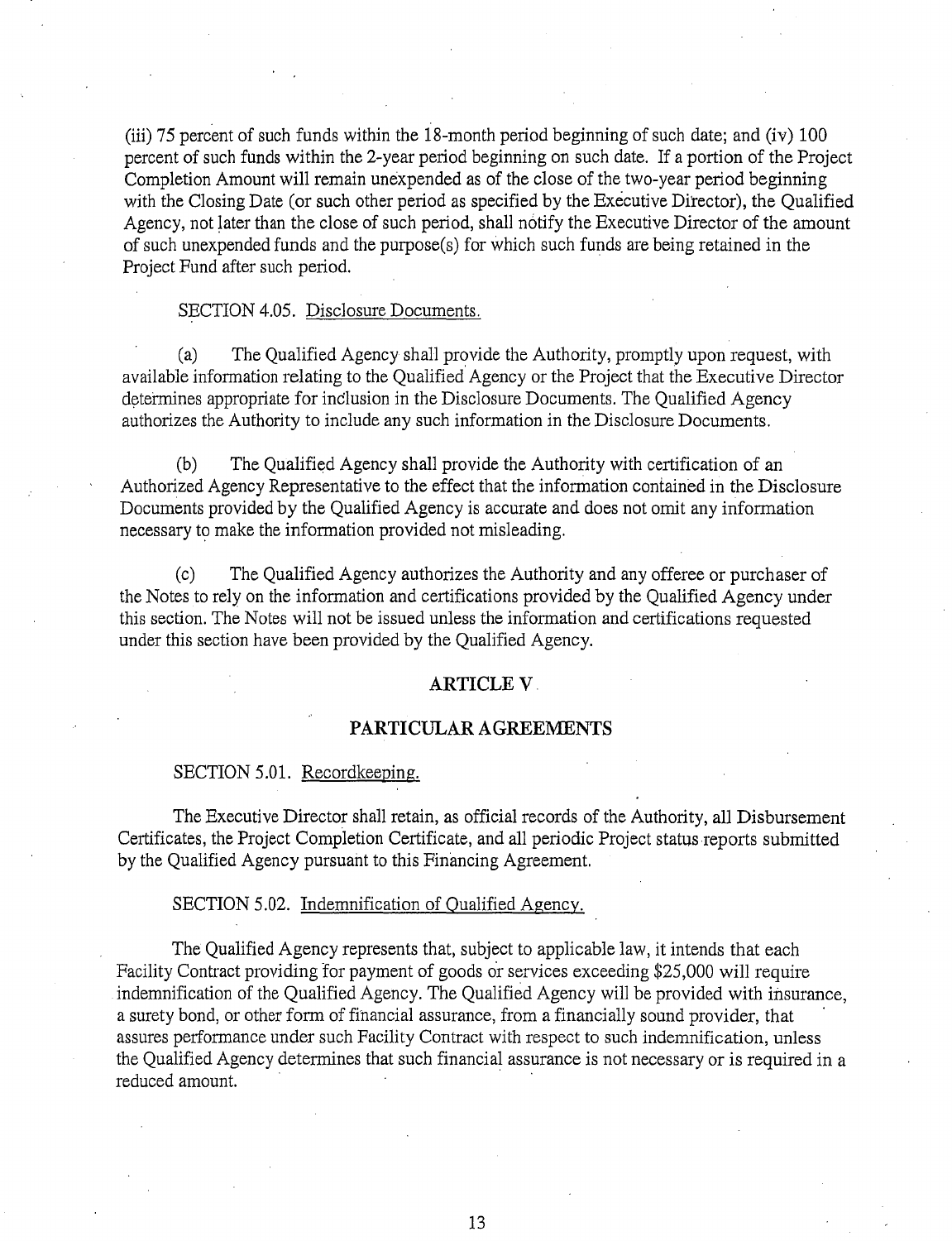(iii) 75 percent of such funds within the 18-month period beginning of such date; and (iv) 100 percent of such funds within the 2-year period beginning on such date. If a portion of the Project Completion Amount will remain unexpended as of the close of the two-year period beginning with the Closing Date (or such other period as specified by the Executive Director), the Qualified Agency, not later than the close of such period, shall notify the Executive Director of the amount of such unexpended funds and the purpose(s) for which such funds are being retained in the Project Fund after such period.

SECTION 4.05. Disclosure Documents.

(a) The Qualified Agency shall provide the Authority, promptly upon request, with available information relating to the Qualified Agency or the Project that the Executive Director determines appropriate for inclusion in the Disclosure Documents. The Qualified Agency authorizes the Authority to include any such information in the Disclosure Documents.

(b) The Qualified Agency shall provide the Authority with certification of an Authorized Agency Representative to the effect that the information contained in the Disclosure Documents provided by the Qualified Agency is accurate and does not omit any information necessary to make the information provided not misleading.

(c) The Qualified Agency authorizes the Authority and any offeree or purchaser of the Notes to rely on the information and certifications provided by the Qualified Agency under this section. The Notes will not be issued unless the information and certifications requested under this section have been provided by the Qualified Agency.

## ARTICLE V

## PARTICULAR AGREEMENTS

SECTION 5.01. Recordkeeping.

The Executive Director shall retain, as official records of the Authority, all Disbursement Certificates, the Project Completion Certificate, and all periodic Project status reports submitted by the Qualified Agency pursuant to this Financing Agreement.

SECTION 5.02. Indemnification of Qualified Agency.

The Qualified Agency represents that, subject to applicable law, it intends that each Facility Contract providing for payment of goods or services exceeding $25,000 will require indemnification of the Qualified Agency. The Qualified Agency will be provided with insurance, a surety bond, or other form of financial assurance, from a financially sound provider, that assures performance under such Facility Contract with respect to such indemnification, unless the Qualified Agency determines that such financial assurance is not necessary or is required in a reduced amount.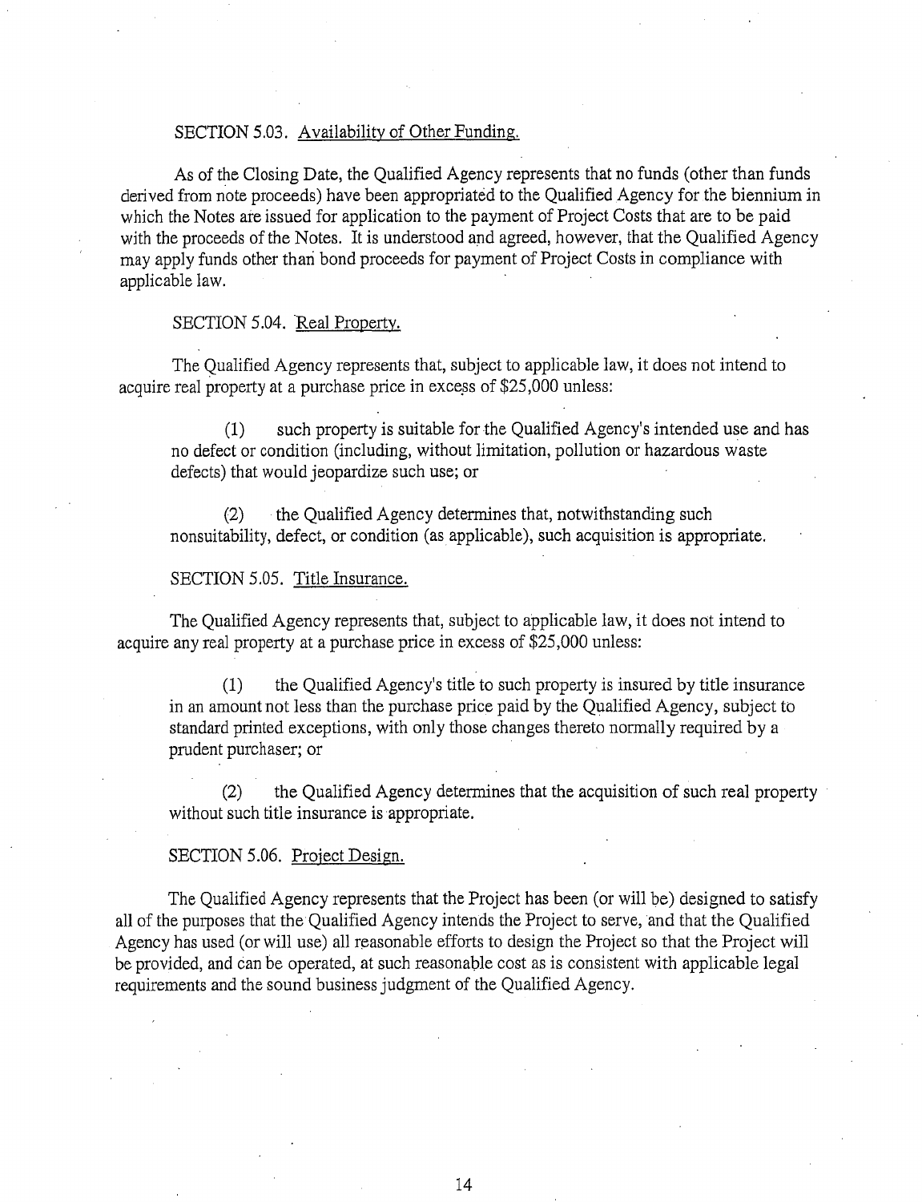SECTION 5.03. Availability of Other Funding.

As of the Closing Date, the Qualified Agency represents that no funds (other than funds derived from note proceeds) have been appropriated to the Qualified Agency for the biennium in which the Notes are issued for application to the payment of Project Costs that are to be paid with the proceeds of the Notes. It is understood and agreed, however, that the Qualified Agency may apply funds other than bond proceeds for payment of Project Costs in compliance with applicable law.

SECTION 5.04. Real Property.

The Qualified Agency represents that, subject to applicable law, it does not intend to acquire real property at a purchase price in excess of $25,000 unless:

(1) such property is suitable for the Qualified Agency's intended use and has no defect or condition (including, without limitation, pollution or hazardous waste defects) that would jeopardize such use; or

(2) the Qualified Agency determines that, notwithstanding such nonsuitability, defect, or condition (as applicable), such acquisition is appropriate.

SECTION 5.05. Title Insurance.

The Qualified Agency represents that, subject to applicable law, it does not intend to acquire any real property at a purchase price in excess of $25,000 unless:

(1) the Qualified Agency's title to such property is insured by title insurance in an amount not less than the purchase price paid by the Qualified Agency, subject to standard printed exceptions, with only those changes thereto normally required by a prudent purchaser; or

(2) the Qualified Agency determines that the acquisition of such real property without such title insurance is appropriate.

SECTION 5.06. Project Design.

The Qualified Agency represents that the Project has been (or will be) designed to satisfy all of the purposes that the Qualified Agency intends the Project to serve, and that the Qualified Agency has used (or will use) all reasonable efforts to design the Project so that the Project will be provided, and can be operated, at such reasonable cost as is consistent with applicable legal requirements and the sound business judgment of the Qualified Agency.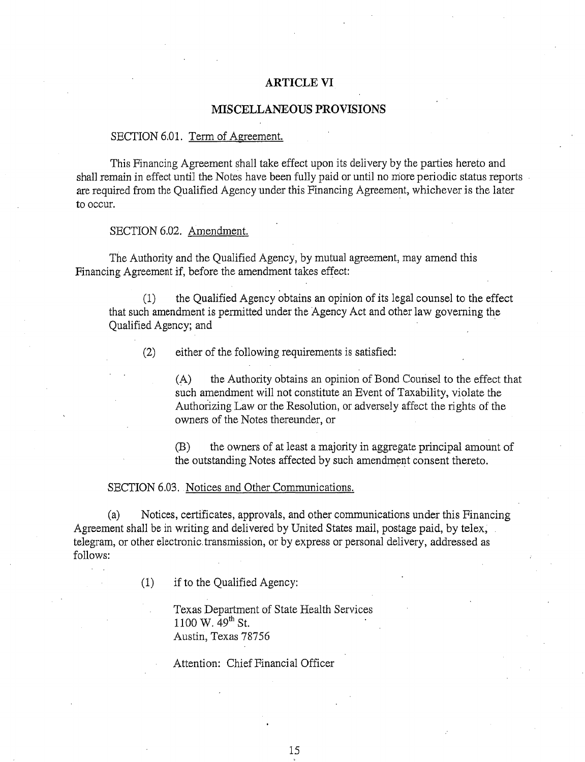## ARTICLE VI

## MISCELLANEOUS PROVISIONS

SECTION 6.01. Term of Agreement.

This Financing Agreement shall take effect upon its delivery by the parties hereto and shall remain in effect until the Notes have been fully paid or until no more periodic status reports are required from the Qualified Agency under this Financing Agreement, whichever is the later to occur.

SECTION 6.02. Amendment.

The Authority and the Qualified Agency, by mutual agreement, may amend this Financing Agreement if, before the amendment takes effect:

(1) the Qualified Agency obtains an opinion of its legal counsel to the effect that such amendment is permitted under the Agency Act and other law governing the Qualified Agency; and

(2) either of the following requirements is satisfied:

(A) the Authority obtains an opinion of Bond Counsel to the effect that such amendment will not constitute an Event of Taxability, violate the Authorizing Law or the Resolution, or adversely affect the rights of the owners of the Notes thereunder, or

(B) the owners of at least a majority in aggregate principal amount of the outstanding Notes affected by such amendment consent thereto.

SECTION 6.03. Notices and Other Communications.

(a) Notices, certificates, approvals, and other communications under this Financing Agreement shall be in writing and delivered by United States mail, postage paid, by telex, telegram, or other electronic transmission, or by express or personal delivery, addressed as follows:

(1) if to the Qualified Agency:

Texas Department of State Health Services
1100 W. 49th St.
Austin, Texas 78756

Attention: Chief Financial Officer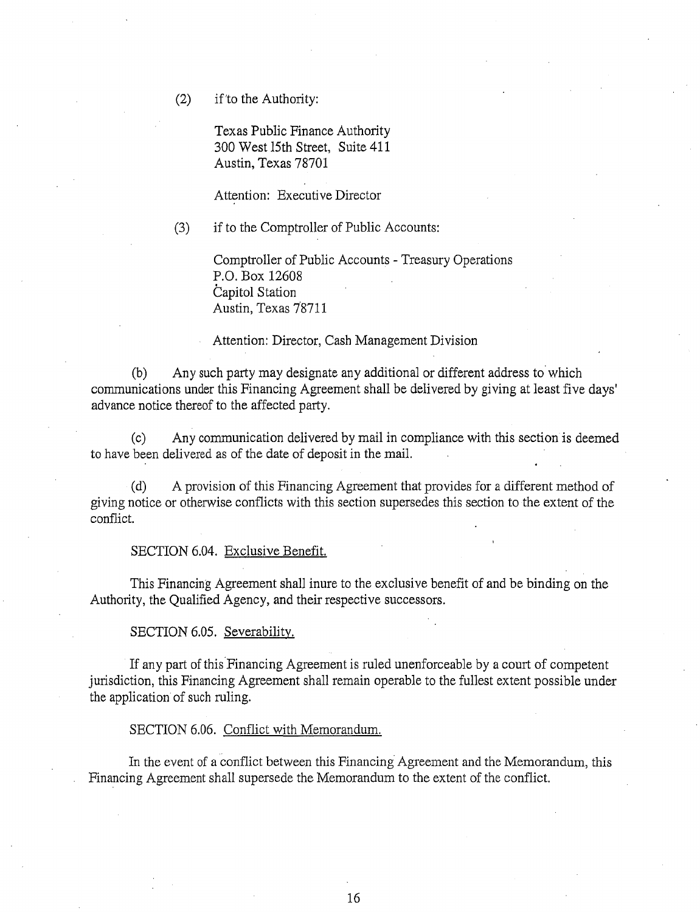(2) if to the Authority:

Texas Public Finance Authority
300 West 15th Street, Suite 411
Austin, Texas 78701

Attention: Executive Director

(3) if to the Comptroller of Public Accounts:

Comptroller of Public Accounts - Treasury Operations
P.O. Box 12608
Capitol Station
Austin, Texas 78711

Attention: Director, Cash Management Division

(b) Any such party may designate any additional or different address to which communications under this Financing Agreement shall be delivered by giving at least five days' advance notice thereof to the affected party.

(c) Any communication delivered by mail in compliance with this section is deemed to have been delivered as of the date of deposit in the mail.

(d) A provision of this Financing Agreement that provides for a different method of giving notice or otherwise conflicts with this section supersedes this section to the extent of the conflict.

SECTION 6.04. Exclusive Benefit.

This Financing Agreement shall inure to the exclusive benefit of and be binding on the Authority, the Qualified Agency, and their respective successors.

SECTION 6.05. Severability.

If any part of this Financing Agreement is ruled unenforceable by a court of competent jurisdiction, this Financing Agreement shall remain operable to the fullest extent possible under the application of such ruling.

SECTION 6.06. Conflict with Memorandum.

In the event of a conflict between this Financing Agreement and the Memorandum, this Financing Agreement shall supersede the Memorandum to the extent of the conflict.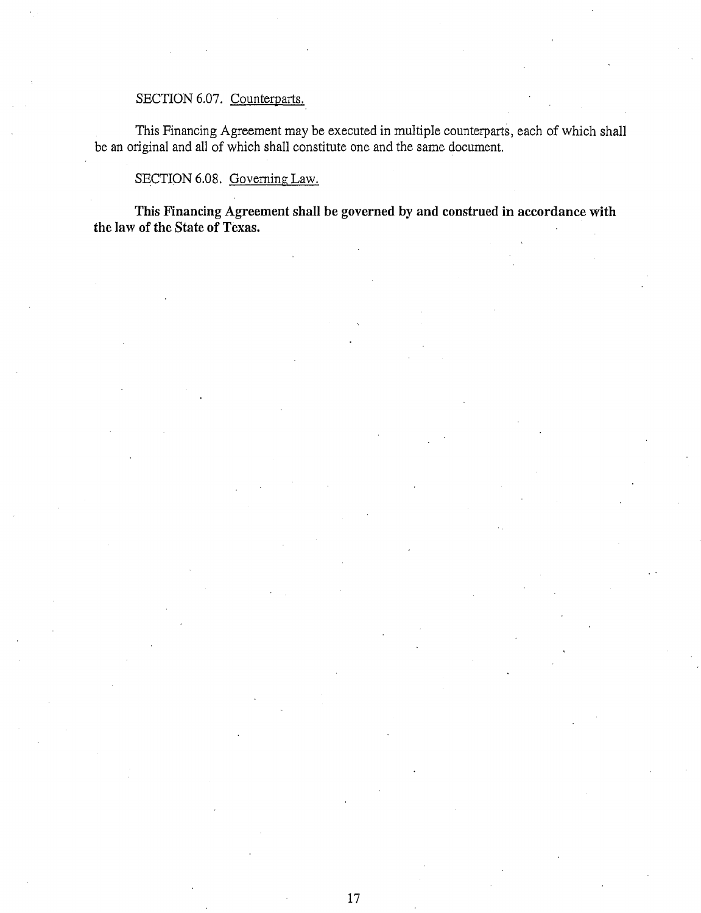SECTION 6.07. Counterparts.

This Financing Agreement may be executed in multiple counterparts, each of which shall be an original and all of which shall constitute one and the same document.

SECTION 6.08. Governing Law.

**This Financing Agreement shall be governed by and construed in accordance with the law of the State of Texas.**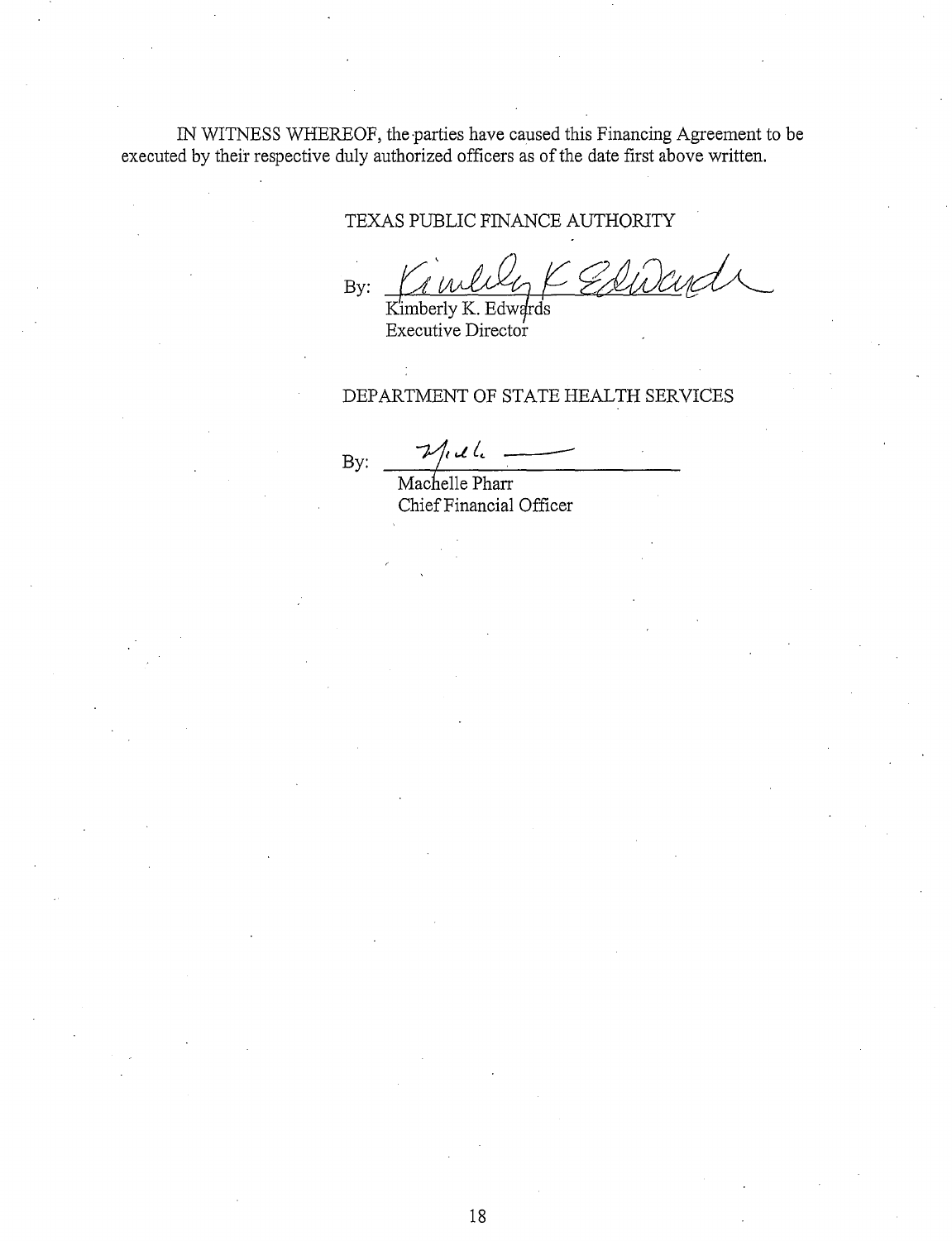IN WITNESS WHEREOF, the parties have caused this Financing Agreement to be executed by their respective duly authorized officers as of the date first above written.

TEXAS PUBLIC FINANCE AUTHORITY

By: ______________________________
Kimberly K. Edwards
Executive Director

DEPARTMENT OF STATE HEALTH SERVICES

By: ______________________________
Machelle Pharr
Chief Financial Officer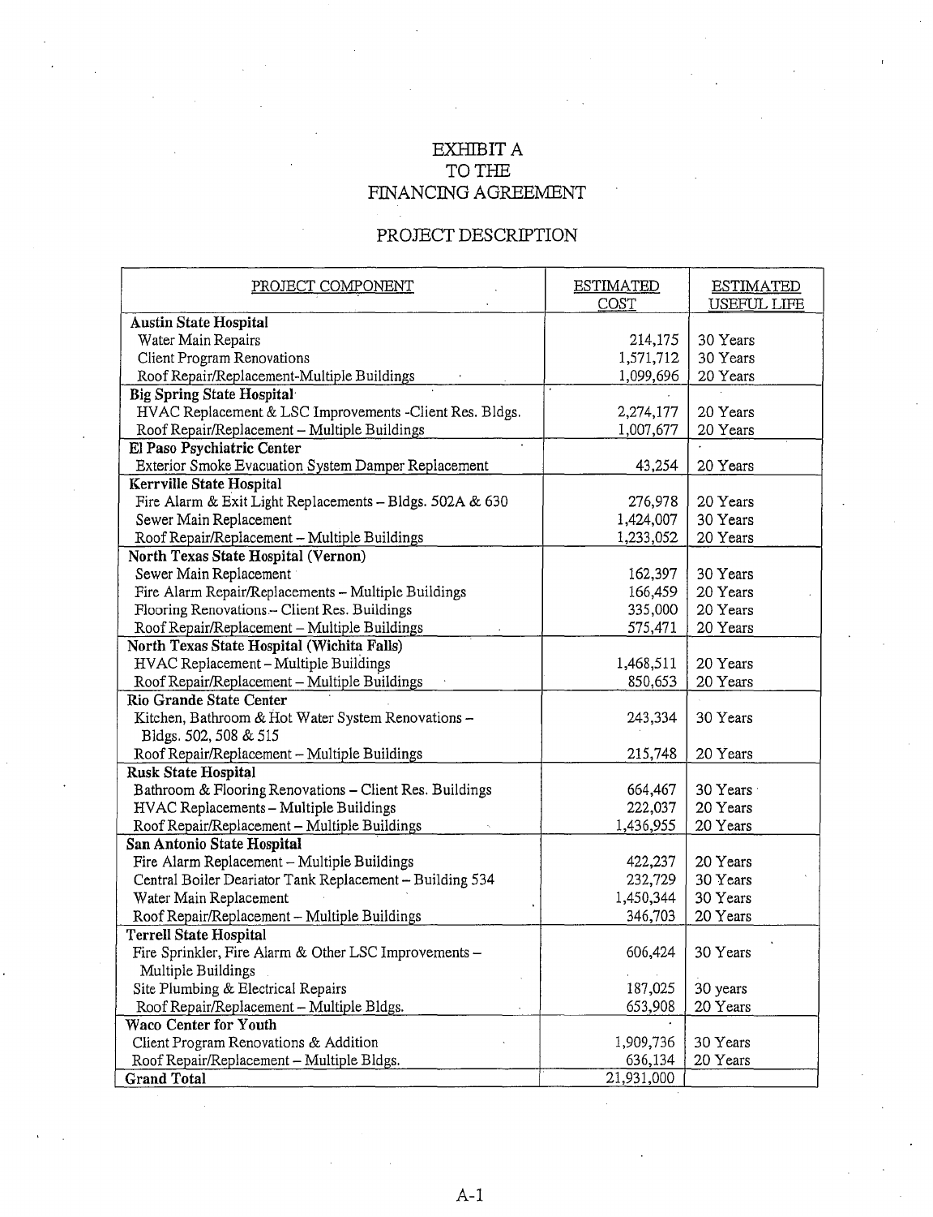# EXHIBIT A
# TO THE
# FINANCING AGREEMENT

## PROJECT DESCRIPTION

| PROJECT COMPONENT | ESTIMATED COST | ESTIMATED USEFUL LIFE |
|---|---|---|
| **Austin State Hospital** | | |
| Water Main Repairs | 214,175 | 30 Years |
| Client Program Renovations | 1,571,712 | 30 Years |
| Roof Repair/Replacement-Multiple Buildings | 1,099,696 | 20 Years |
| **Big Spring State Hospital** | | |
| HVAC Replacement & LSC Improvements -Client Res. Bldgs. | 2,274,177 | 20 Years |
| Roof Repair/Replacement – Multiple Buildings | 1,007,677 | 20 Years |
| **El Paso Psychiatric Center** | | |
| Exterior Smoke Evacuation System Damper Replacement | 43,254 | 20 Years |
| **Kerrville State Hospital** | | |
| Fire Alarm & Exit Light Replacements – Bldgs. 502A & 630 | 276,978 | 20 Years |
| Sewer Main Replacement | 1,424,007 | 30 Years |
| Roof Repair/Replacement – Multiple Buildings | 1,233,052 | 20 Years |
| **North Texas State Hospital (Vernon)** | | |
| Sewer Main Replacement | 162,397 | 30 Years |
| Fire Alarm Repair/Replacements – Multiple Buildings | 166,459 | 20 Years |
| Flooring Renovations – Client Res. Buildings | 335,000 | 20 Years |
| Roof Repair/Replacement – Multiple Buildings | 575,471 | 20 Years |
| **North Texas State Hospital (Wichita Falls)** | | |
| HVAC Replacement – Multiple Buildings | 1,468,511 | 20 Years |
| Roof Repair/Replacement – Multiple Buildings | 850,653 | 20 Years |
| **Rio Grande State Center** | | |
| Kitchen, Bathroom & Hot Water System Renovations – Bldgs. 502, 508 & 515 | 243,334 | 30 Years |
| Roof Repair/Replacement – Multiple Buildings | 215,748 | 20 Years |
| **Rusk State Hospital** | | |
| Bathroom & Flooring Renovations – Client Res. Buildings | 664,467 | 30 Years |
| HVAC Replacements – Multiple Buildings | 222,037 | 20 Years |
| Roof Repair/Replacement – Multiple Buildings | 1,436,955 | 20 Years |
| **San Antonio State Hospital** | | |
| Fire Alarm Replacement – Multiple Buildings | 422,237 | 20 Years |
| Central Boiler Deariator Tank Replacement – Building 534 | 232,729 | 30 Years |
| Water Main Replacement | 1,450,344 | 30 Years |
| Roof Repair/Replacement – Multiple Buildings | 346,703 | 20 Years |
| **Terrell State Hospital** | | |
| Fire Sprinkler, Fire Alarm & Other LSC Improvements – Multiple Buildings | 606,424 | 30 Years |
| Site Plumbing & Electrical Repairs | 187,025 | 30 years |
| Roof Repair/Replacement – Multiple Bldgs. | 653,908 | 20 Years |
| **Waco Center for Youth** | | |
| Client Program Renovations & Addition | 1,909,736 | 30 Years |
| Roof Repair/Replacement – Multiple Bldgs. | 636,134 | 20 Years |
| **Grand Total** | 21,931,000 | |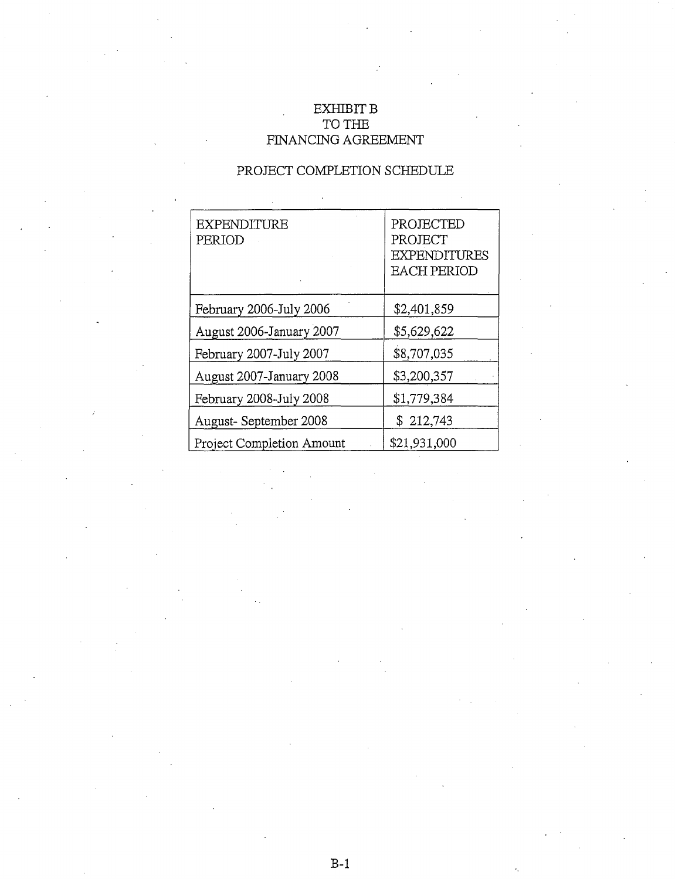# EXHIBIT B
# TO THE
# FINANCING AGREEMENT

## PROJECT COMPLETION SCHEDULE

| EXPENDITURE PERIOD | PROJECTED PROJECT EXPENDITURES EACH PERIOD |
|---|---|
| February 2006-July 2006 | $2,401,859 |
| August 2006-January 2007 | $5,629,622 |
| February 2007-July 2007 | $8,707,035 |
| August 2007-January 2008 | $3,200,357 |
| February 2008-July 2008 | $1,779,384 |
| August- September 2008 | $ 212,743 |
| Project Completion Amount | $21,931,000 |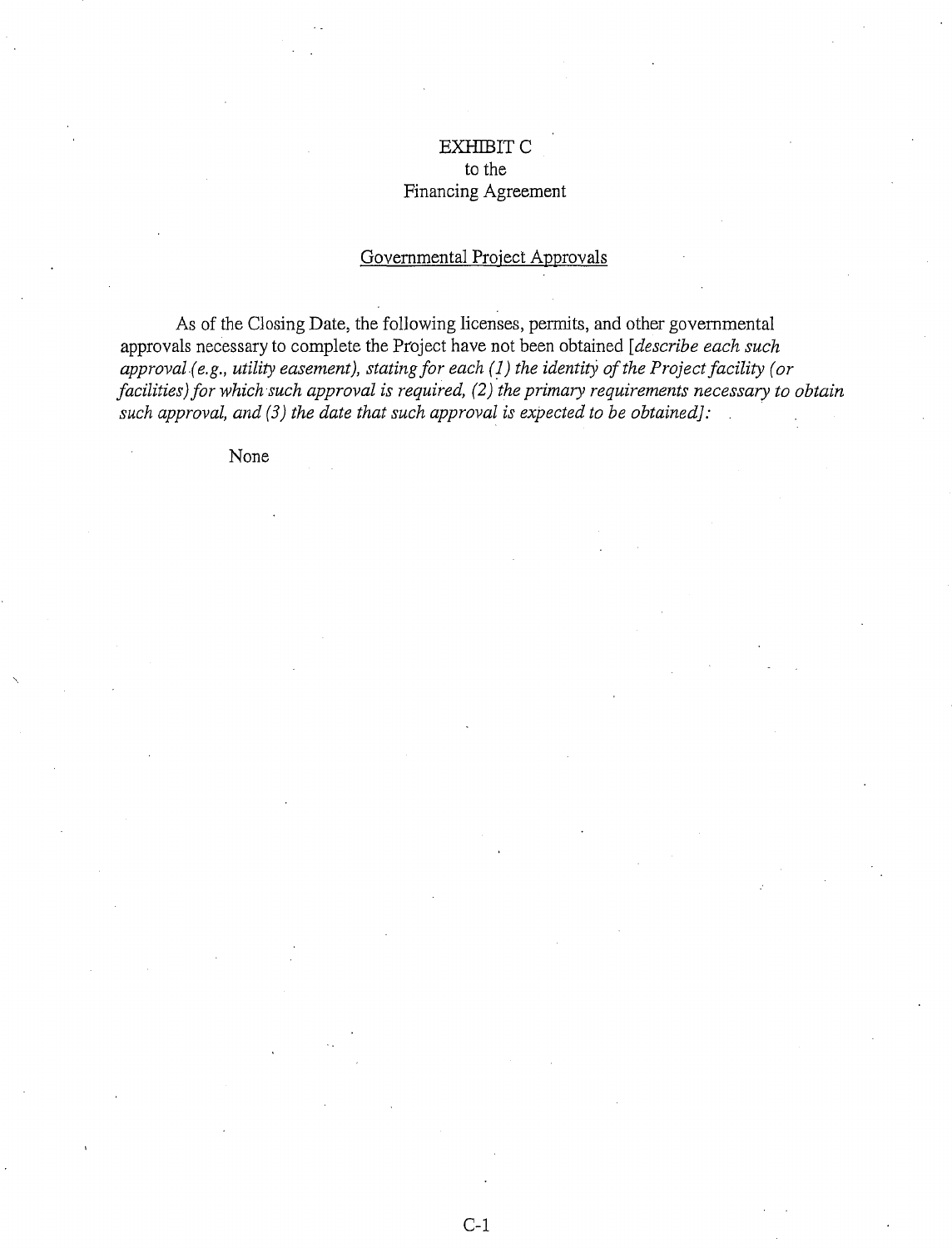# EXHIBIT C
## to the
## Financing Agreement

<u>Governmental Project Approvals</u>

As of the Closing Date, the following licenses, permits, and other governmental approvals necessary to complete the Project have not been obtained [*describe each such approval (e.g., utility easement), stating for each (1) the identity of the Project facility (or facilities) for which such approval is required, (2) the primary requirements necessary to obtain such approval, and (3) the date that such approval is expected to be obtained]:*

None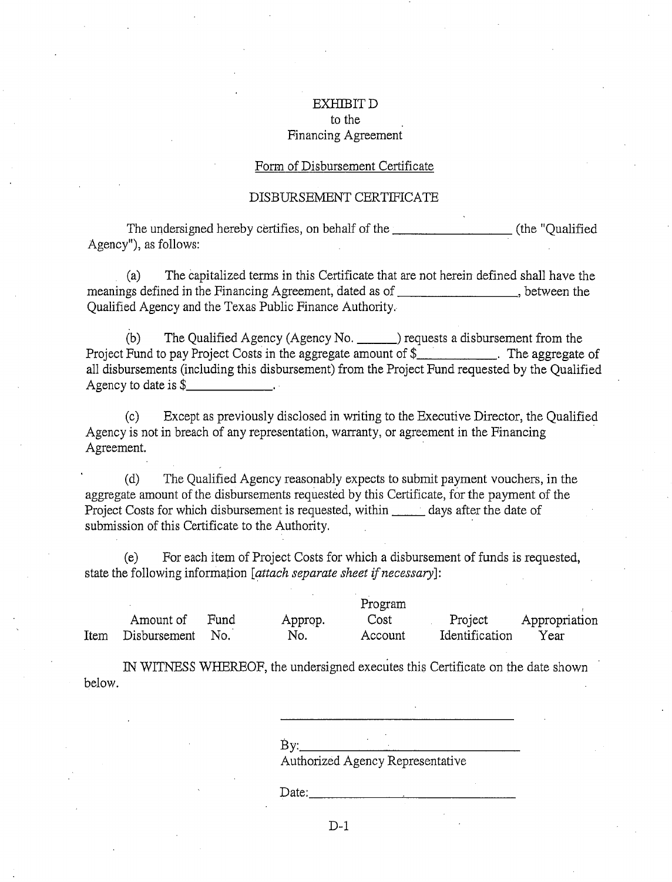EXHIBIT D
to the
Financing Agreement

Form of Disbursement Certificate

DISBURSEMENT CERTIFICATE

The undersigned hereby certifies, on behalf of the ________________ (the "Qualified Agency"), as follows:

(a) The capitalized terms in this Certificate that are not herein defined shall have the meanings defined in the Financing Agreement, dated as of ________________, between the Qualified Agency and the Texas Public Finance Authority.

(b) The Qualified Agency (Agency No. ______) requests a disbursement from the Project Fund to pay Project Costs in the aggregate amount of $____________. The aggregate of all disbursements (including this disbursement) from the Project Fund requested by the Qualified Agency to date is $____________.

(c) Except as previously disclosed in writing to the Executive Director, the Qualified Agency is not in breach of any representation, warranty, or agreement in the Financing Agreement.

(d) The Qualified Agency reasonably expects to submit payment vouchers, in the aggregate amount of the disbursements requested by this Certificate, for the payment of the Project Costs for which disbursement is requested, within _____ days after the date of submission of this Certificate to the Authority.

(e) For each item of Project Costs for which a disbursement of funds is requested, state the following information [*attach separate sheet if necessary*]:

| Item | Amount of Disbursement | Fund No. | Approp. No. | Program Cost Account | Project Identification | Appropriation Year |
|---|---|---|---|---|---|---|

IN WITNESS WHEREOF, the undersigned executes this Certificate on the date shown below.

___________________________________

By:________________________________
Authorized Agency Representative

Date:______________________________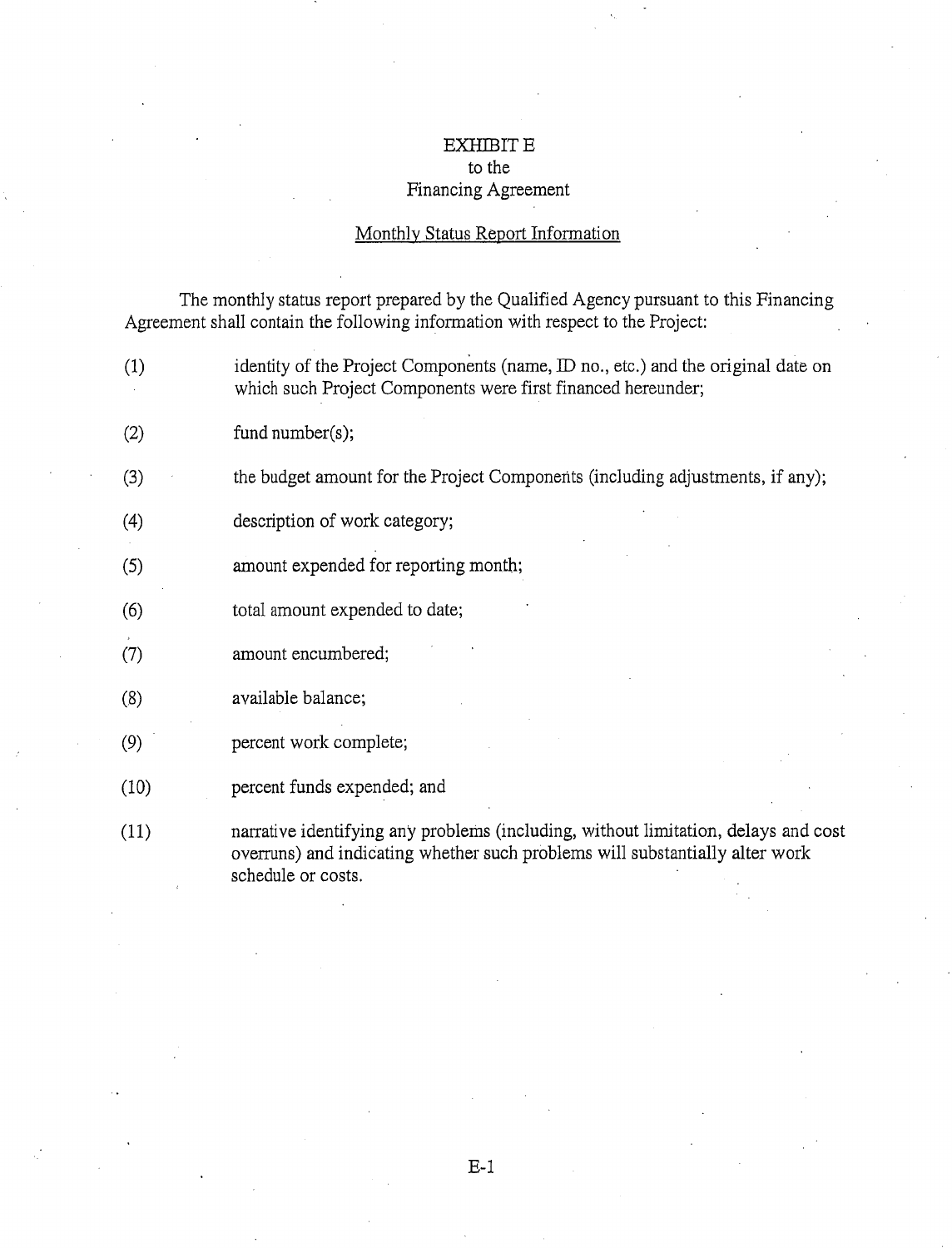# EXHIBIT E
## to the
## Financing Agreement

### Monthly Status Report Information

The monthly status report prepared by the Qualified Agency pursuant to this Financing Agreement shall contain the following information with respect to the Project:

(1) identity of the Project Components (name, ID no., etc.) and the original date on which such Project Components were first financed hereunder;

(2) fund number(s);

(3) the budget amount for the Project Components (including adjustments, if any);

(4) description of work category;

(5) amount expended for reporting month;

(6) total amount expended to date;

(7) amount encumbered;

(8) available balance;

(9) percent work complete;

(10) percent funds expended; and

(11) narrative identifying any problems (including, without limitation, delays and cost overruns) and indicating whether such problems will substantially alter work schedule or costs.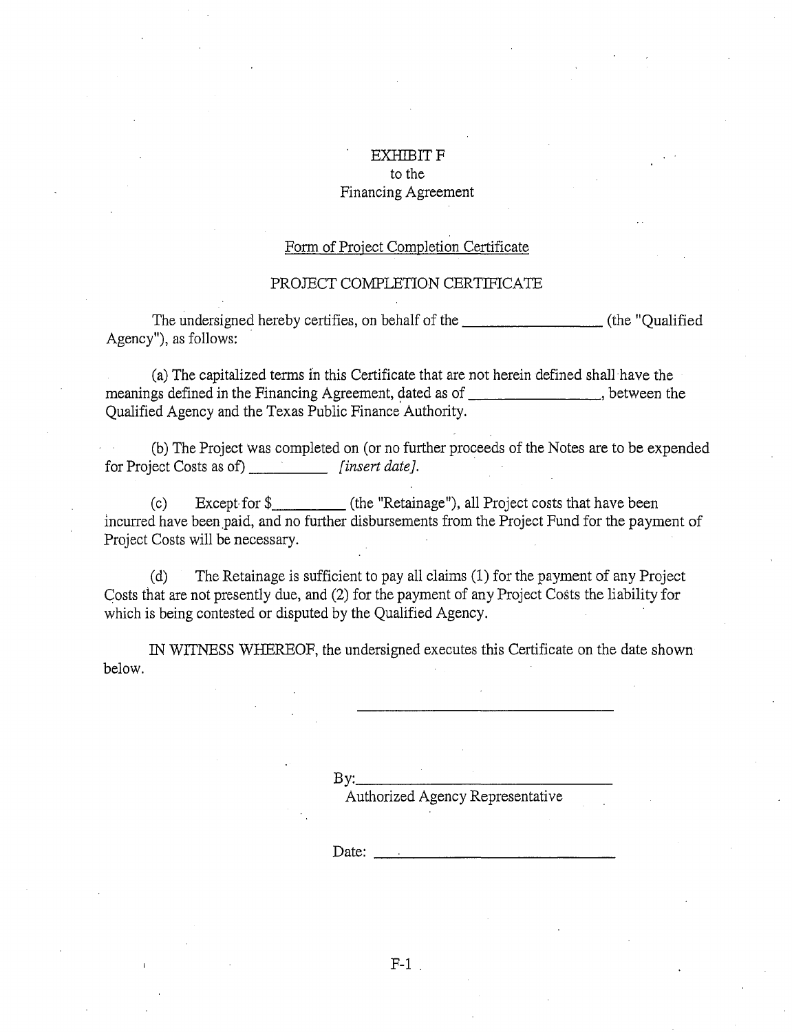EXHIBIT F
to the
Financing Agreement

Form of Project Completion Certificate

# PROJECT COMPLETION CERTIFICATE

The undersigned hereby certifies, on behalf of the ________________ (the "Qualified Agency"), as follows:

(a) The capitalized terms in this Certificate that are not herein defined shall have the meanings defined in the Financing Agreement, dated as of ________________, between the Qualified Agency and the Texas Public Finance Authority.

(b) The Project was completed on (or no further proceeds of the Notes are to be expended for Project Costs as of) __________ *[insert date].*

(c) Except for $_________ (the "Retainage"), all Project costs that have been incurred have been paid, and no further disbursements from the Project Fund for the payment of Project Costs will be necessary.

(d) The Retainage is sufficient to pay all claims (1) for the payment of any Project Costs that are not presently due, and (2) for the payment of any Project Costs the liability for which is being contested or disputed by the Qualified Agency.

IN WITNESS WHEREOF, the undersigned executes this Certificate on the date shown below.

________________________________

By:______________________________
Authorized Agency Representative

Date: ____________________________